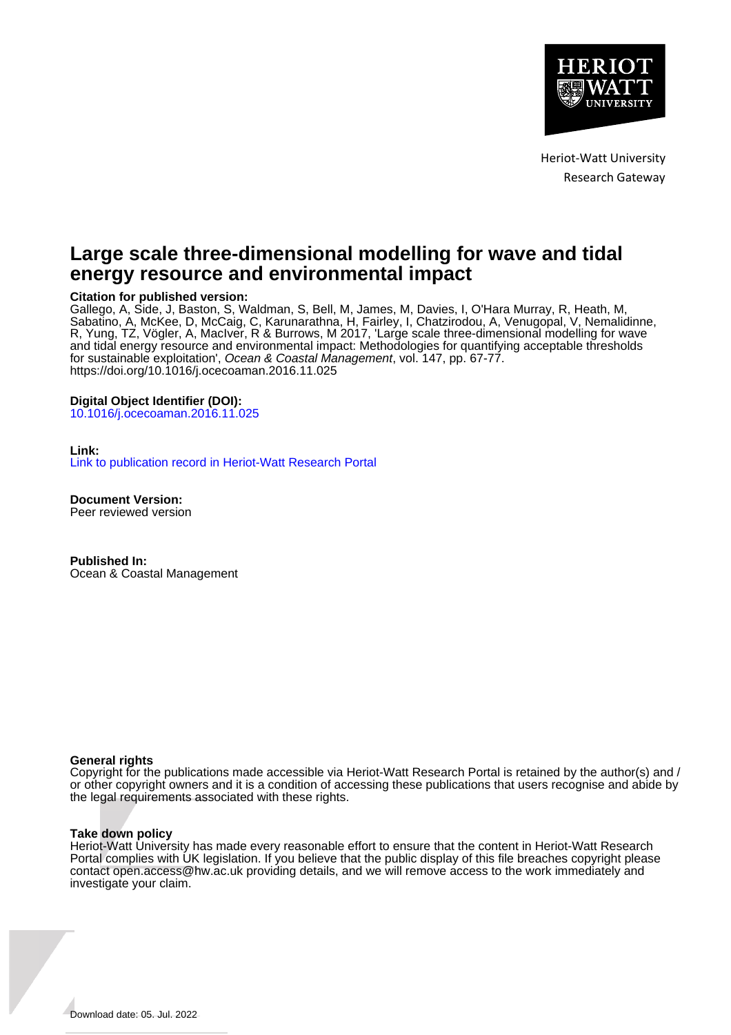Heriot-Watt University
Research Gateway

# Large scale three-dimensional modelling for wave and tidal energy resource and environmental impact

**Citation for published version:**
Gallego, A, Side, J, Baston, S, Waldman, S, Bell, M, James, M, Davies, I, O'Hara Murray, R, Heath, M, Sabatino, A, McKee, D, McCaig, C, Karunarathna, H, Fairley, I, Chatzirodou, A, Venugopal, V, Nemalidinne, R, Yung, TZ, Vögler, A, MacIver, R & Burrows, M 2017, 'Large scale three-dimensional modelling for wave and tidal energy resource and environmental impact: Methodologies for quantifying acceptable thresholds for sustainable exploitation', *Ocean & Coastal Management*, vol. 147, pp. 67-77. https://doi.org/10.1016/j.ocecoaman.2016.11.025

**Digital Object Identifier (DOI):**
10.1016/j.ocecoaman.2016.11.025

**Link:**
Link to publication record in Heriot-Watt Research Portal

**Document Version:**
Peer reviewed version

**Published In:**
Ocean & Coastal Management

**General rights**
Copyright for the publications made accessible via Heriot-Watt Research Portal is retained by the author(s) and / or other copyright owners and it is a condition of accessing these publications that users recognise and abide by the legal requirements associated with these rights.

**Take down policy**
Heriot-Watt University has made every reasonable effort to ensure that the content in Heriot-Watt Research Portal complies with UK legislation. If you believe that the public display of this file breaches copyright please contact open.access@hw.ac.uk providing details, and we will remove access to the work immediately and investigate your claim.

Download date: 05. Jul. 2022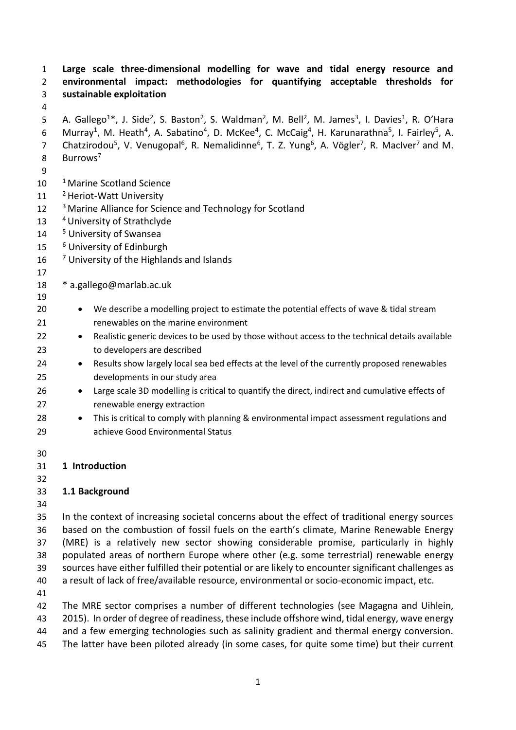# Large scale three-dimensional modelling for wave and tidal energy resource and environmental impact: methodologies for quantifying acceptable thresholds for sustainable exploitation

A. Gallego[1]*, J. Side[2], S. Baston[2], S. Waldman[2], M. Bell[2], M. James[3], I. Davies[1], R. O'Hara Murray[1], M. Heath[4], A. Sabatino[4], D. McKee[4], C. McCaig[4], H. Karunarathna[5], I. Fairley[5], A. Chatzirodou[5], V. Venugopal[6], R. Nemalidinne[6], T. Z. Yung[6], A. Vögler[7], R. MacIver[7] and M. Burrows[7]

[1] Marine Scotland Science
[2] Heriot-Watt University
[3] Marine Alliance for Science and Technology for Scotland
[4] University of Strathclyde
[5] University of Swansea
[6] University of Edinburgh
[7] University of the Highlands and Islands

* a.gallego@marlab.ac.uk

- We describe a modelling project to estimate the potential effects of wave & tidal stream renewables on the marine environment
- Realistic generic devices to be used by those without access to the technical details available to developers are described
- Results show largely local sea bed effects at the level of the currently proposed renewables developments in our study area
- Large scale 3D modelling is critical to quantify the direct, indirect and cumulative effects of renewable energy extraction
- This is critical to comply with planning & environmental impact assessment regulations and achieve Good Environmental Status

## 1 Introduction

### 1.1 Background

In the context of increasing societal concerns about the effect of traditional energy sources based on the combustion of fossil fuels on the earth's climate, Marine Renewable Energy (MRE) is a relatively new sector showing considerable promise, particularly in highly populated areas of northern Europe where other (e.g. some terrestrial) renewable energy sources have either fulfilled their potential or are likely to encounter significant challenges as a result of lack of free/available resource, environmental or socio-economic impact, etc.

The MRE sector comprises a number of different technologies (see Magagna and Uihlein, 2015). In order of degree of readiness, these include offshore wind, tidal energy, wave energy and a few emerging technologies such as salinity gradient and thermal energy conversion. The latter have been piloted already (in some cases, for quite some time) but their current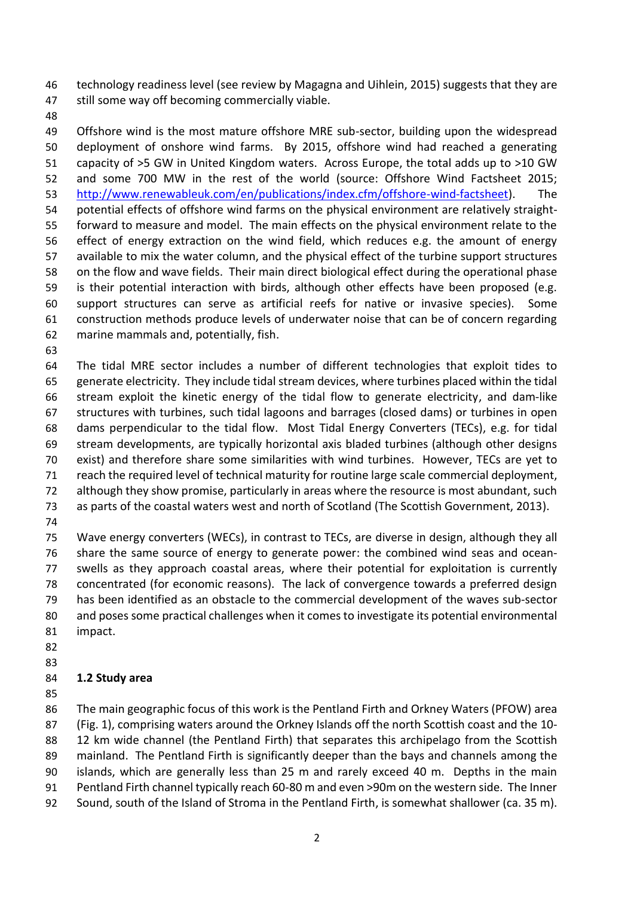technology readiness level (see review by Magagna and Uihlein, 2015) suggests that they are still some way off becoming commercially viable.

Offshore wind is the most mature offshore MRE sub-sector, building upon the widespread deployment of onshore wind farms. By 2015, offshore wind had reached a generating capacity of >5 GW in United Kingdom waters. Across Europe, the total adds up to >10 GW and some 700 MW in the rest of the world (source: Offshore Wind Factsheet 2015; http://www.renewableuk.com/en/publications/index.cfm/offshore-wind-factsheet). The potential effects of offshore wind farms on the physical environment are relatively straight-forward to measure and model. The main effects on the physical environment relate to the effect of energy extraction on the wind field, which reduces e.g. the amount of energy available to mix the water column, and the physical effect of the turbine support structures on the flow and wave fields. Their main direct biological effect during the operational phase is their potential interaction with birds, although other effects have been proposed (e.g. support structures can serve as artificial reefs for native or invasive species). Some construction methods produce levels of underwater noise that can be of concern regarding marine mammals and, potentially, fish.

The tidal MRE sector includes a number of different technologies that exploit tides to generate electricity. They include tidal stream devices, where turbines placed within the tidal stream exploit the kinetic energy of the tidal flow to generate electricity, and dam-like structures with turbines, such tidal lagoons and barrages (closed dams) or turbines in open dams perpendicular to the tidal flow. Most Tidal Energy Converters (TECs), e.g. for tidal stream developments, are typically horizontal axis bladed turbines (although other designs exist) and therefore share some similarities with wind turbines. However, TECs are yet to reach the required level of technical maturity for routine large scale commercial deployment, although they show promise, particularly in areas where the resource is most abundant, such as parts of the coastal waters west and north of Scotland (The Scottish Government, 2013).

Wave energy converters (WECs), in contrast to TECs, are diverse in design, although they all share the same source of energy to generate power: the combined wind seas and ocean-swells as they approach coastal areas, where their potential for exploitation is currently concentrated (for economic reasons). The lack of convergence towards a preferred design has been identified as an obstacle to the commercial development of the waves sub-sector and poses some practical challenges when it comes to investigate its potential environmental impact.

### 1.2 Study area

The main geographic focus of this work is the Pentland Firth and Orkney Waters (PFOW) area (Fig. 1), comprising waters around the Orkney Islands off the north Scottish coast and the 10-12 km wide channel (the Pentland Firth) that separates this archipelago from the Scottish mainland. The Pentland Firth is significantly deeper than the bays and channels among the islands, which are generally less than 25 m and rarely exceed 40 m. Depths in the main Pentland Firth channel typically reach 60-80 m and even >90m on the western side. The Inner Sound, south of the Island of Stroma in the Pentland Firth, is somewhat shallower (ca. 35 m).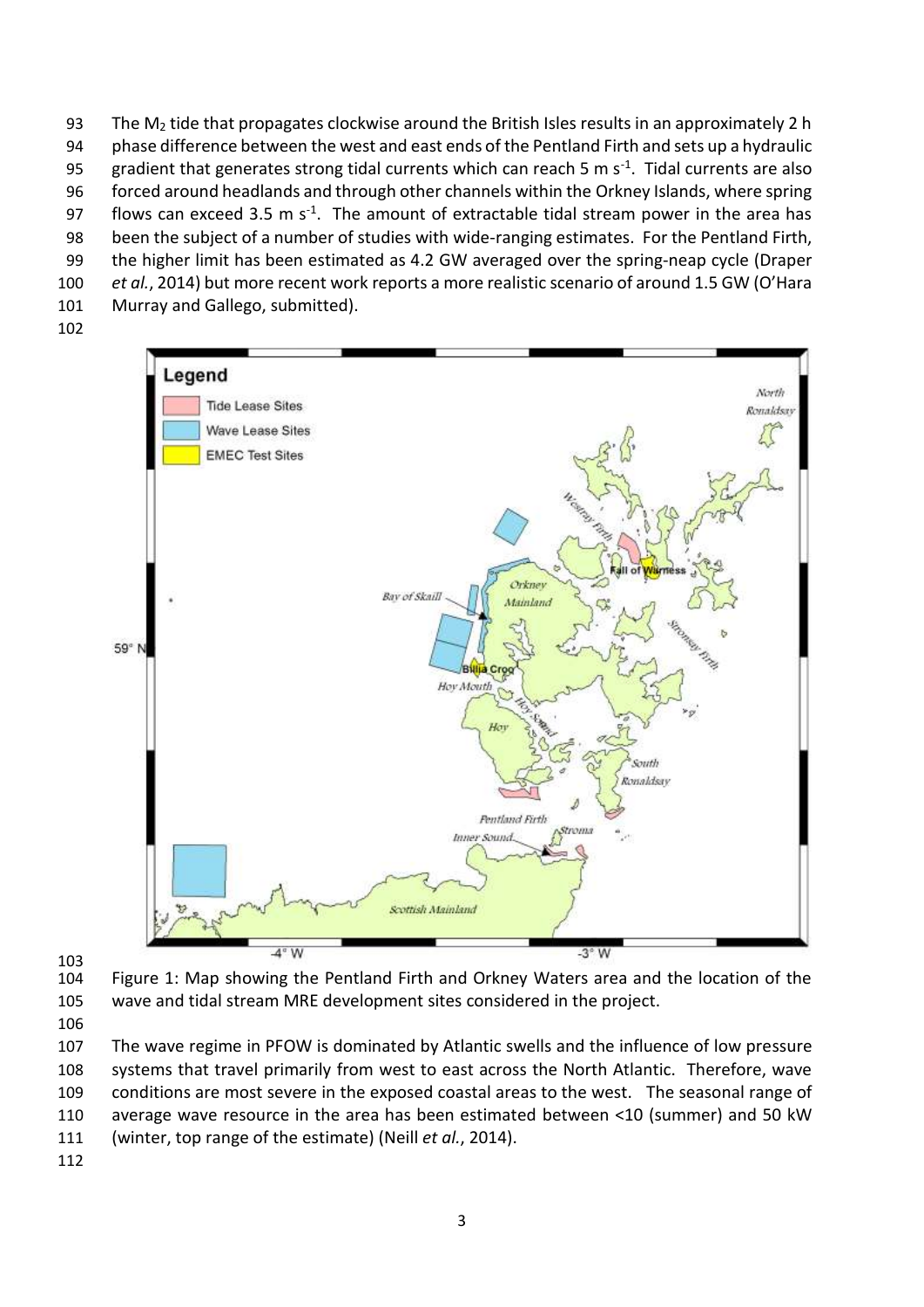The $M_2$ tide that propagates clockwise around the British Isles results in an approximately 2 h phase difference between the west and east ends of the Pentland Firth and sets up a hydraulic gradient that generates strong tidal currents which can reach 5 m $s^{-1}$. Tidal currents are also forced around headlands and through other channels within the Orkney Islands, where spring flows can exceed 3.5 m $s^{-1}$. The amount of extractable tidal stream power in the area has been the subject of a number of studies with wide-ranging estimates. For the Pentland Firth, the higher limit has been estimated as 4.2 GW averaged over the spring-neap cycle (Draper *et al.*, 2014) but more recent work reports a more realistic scenario of around 1.5 GW (O'Hara Murray and Gallego, submitted).

Figure 1: Map showing the Pentland Firth and Orkney Waters area and the location of the wave and tidal stream MRE development sites considered in the project.

The wave regime in PFOW is dominated by Atlantic swells and the influence of low pressure systems that travel primarily from west to east across the North Atlantic. Therefore, wave conditions are most severe in the exposed coastal areas to the west. The seasonal range of average wave resource in the area has been estimated between <10 (summer) and 50 kW (winter, top range of the estimate) (Neill *et al.*, 2014).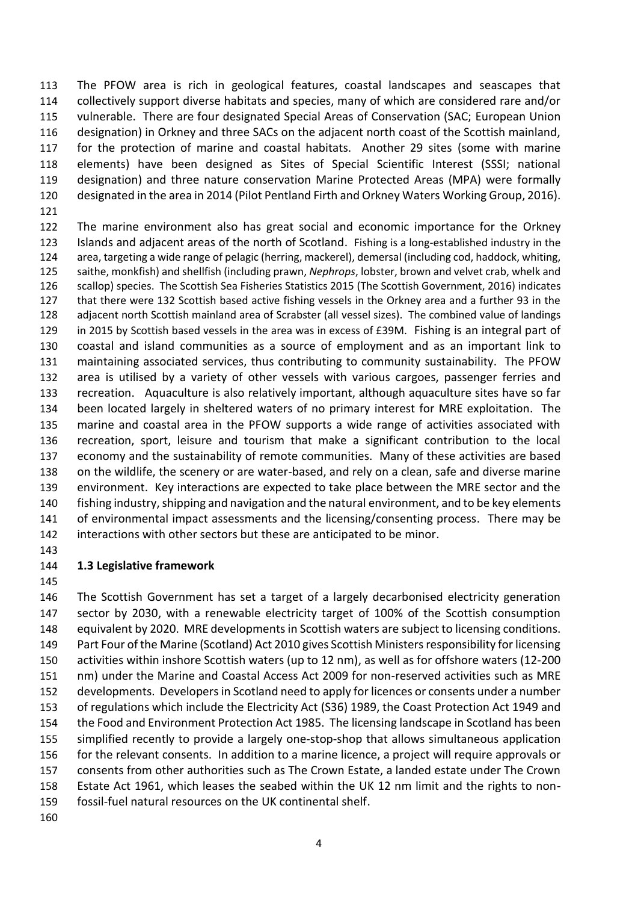The PFOW area is rich in geological features, coastal landscapes and seascapes that collectively support diverse habitats and species, many of which are considered rare and/or vulnerable. There are four designated Special Areas of Conservation (SAC; European Union designation) in Orkney and three SACs on the adjacent north coast of the Scottish mainland, for the protection of marine and coastal habitats. Another 29 sites (some with marine elements) have been designed as Sites of Special Scientific Interest (SSSI; national designation) and three nature conservation Marine Protected Areas (MPA) were formally designated in the area in 2014 (Pilot Pentland Firth and Orkney Waters Working Group, 2016).

The marine environment also has great social and economic importance for the Orkney Islands and adjacent areas of the north of Scotland. Fishing is a long-established industry in the area, targeting a wide range of pelagic (herring, mackerel), demersal (including cod, haddock, whiting, saithe, monkfish) and shellfish (including prawn, *Nephrops*, lobster, brown and velvet crab, whelk and scallop) species. The Scottish Sea Fisheries Statistics 2015 (The Scottish Government, 2016) indicates that there were 132 Scottish based active fishing vessels in the Orkney area and a further 93 in the adjacent north Scottish mainland area of Scrabster (all vessel sizes). The combined value of landings in 2015 by Scottish based vessels in the area was in excess of £39M. Fishing is an integral part of coastal and island communities as a source of employment and as an important link to maintaining associated services, thus contributing to community sustainability. The PFOW area is utilised by a variety of other vessels with various cargoes, passenger ferries and recreation. Aquaculture is also relatively important, although aquaculture sites have so far been located largely in sheltered waters of no primary interest for MRE exploitation. The marine and coastal area in the PFOW supports a wide range of activities associated with recreation, sport, leisure and tourism that make a significant contribution to the local economy and the sustainability of remote communities. Many of these activities are based on the wildlife, the scenery or are water-based, and rely on a clean, safe and diverse marine environment. Key interactions are expected to take place between the MRE sector and the fishing industry, shipping and navigation and the natural environment, and to be key elements of environmental impact assessments and the licensing/consenting process. There may be interactions with other sectors but these are anticipated to be minor.

### 1.3 Legislative framework

The Scottish Government has set a target of a largely decarbonised electricity generation sector by 2030, with a renewable electricity target of 100% of the Scottish consumption equivalent by 2020. MRE developments in Scottish waters are subject to licensing conditions. Part Four of the Marine (Scotland) Act 2010 gives Scottish Ministers responsibility for licensing activities within inshore Scottish waters (up to 12 nm), as well as for offshore waters (12-200 nm) under the Marine and Coastal Access Act 2009 for non-reserved activities such as MRE developments. Developers in Scotland need to apply for licences or consents under a number of regulations which include the Electricity Act (S36) 1989, the Coast Protection Act 1949 and the Food and Environment Protection Act 1985. The licensing landscape in Scotland has been simplified recently to provide a largely one-stop-shop that allows simultaneous application for the relevant consents. In addition to a marine licence, a project will require approvals or consents from other authorities such as The Crown Estate, a landed estate under The Crown Estate Act 1961, which leases the seabed within the UK 12 nm limit and the rights to non-fossil-fuel natural resources on the UK continental shelf.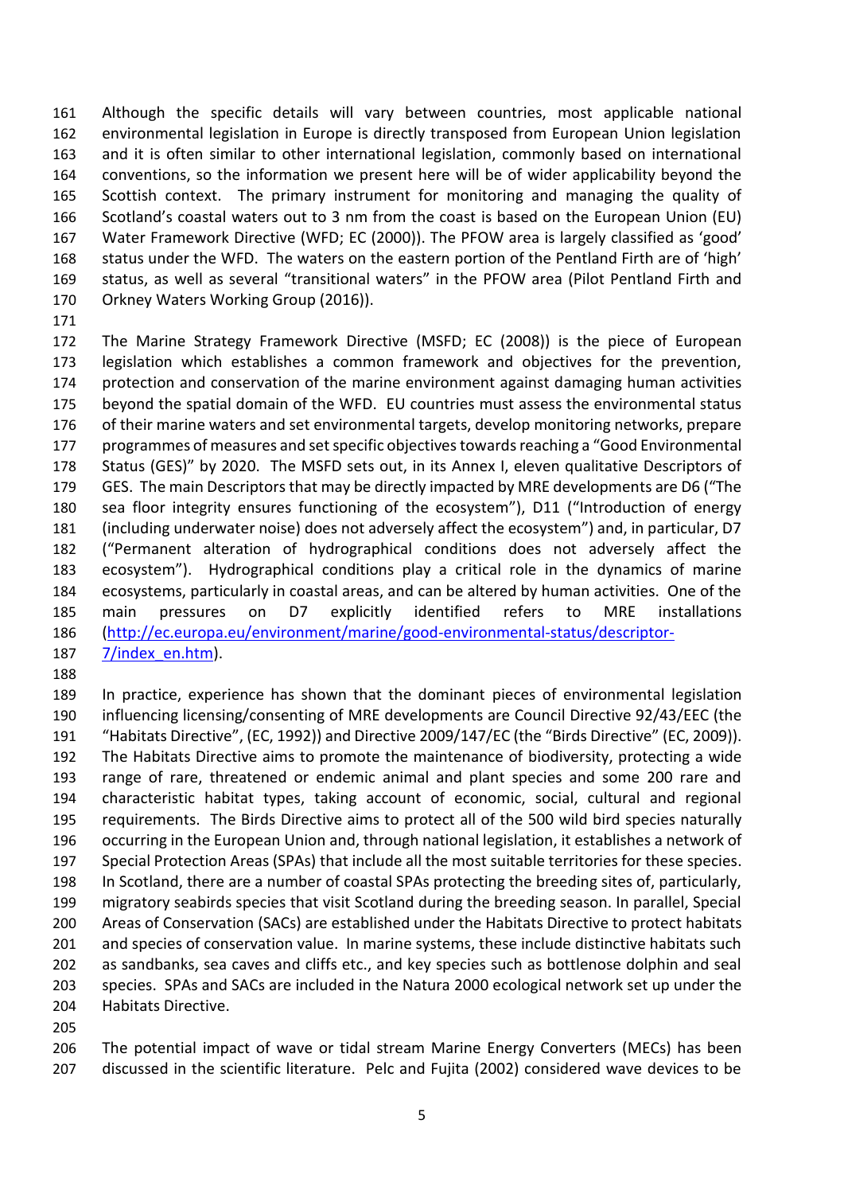Although the specific details will vary between countries, most applicable national environmental legislation in Europe is directly transposed from European Union legislation and it is often similar to other international legislation, commonly based on international conventions, so the information we present here will be of wider applicability beyond the Scottish context. The primary instrument for monitoring and managing the quality of Scotland's coastal waters out to 3 nm from the coast is based on the European Union (EU) Water Framework Directive (WFD; EC (2000)). The PFOW area is largely classified as 'good' status under the WFD. The waters on the eastern portion of the Pentland Firth are of 'high' status, as well as several "transitional waters" in the PFOW area (Pilot Pentland Firth and Orkney Waters Working Group (2016)).

The Marine Strategy Framework Directive (MSFD; EC (2008)) is the piece of European legislation which establishes a common framework and objectives for the prevention, protection and conservation of the marine environment against damaging human activities beyond the spatial domain of the WFD. EU countries must assess the environmental status of their marine waters and set environmental targets, develop monitoring networks, prepare programmes of measures and set specific objectives towards reaching a "Good Environmental Status (GES)" by 2020. The MSFD sets out, in its Annex I, eleven qualitative Descriptors of GES. The main Descriptors that may be directly impacted by MRE developments are D6 ("The sea floor integrity ensures functioning of the ecosystem"), D11 ("Introduction of energy (including underwater noise) does not adversely affect the ecosystem") and, in particular, D7 ("Permanent alteration of hydrographical conditions does not adversely affect the ecosystem"). Hydrographical conditions play a critical role in the dynamics of marine ecosystems, particularly in coastal areas, and can be altered by human activities. One of the main pressures on D7 explicitly identified refers to MRE installations (http://ec.europa.eu/environment/marine/good-environmental-status/descriptor-7/index_en.htm).

In practice, experience has shown that the dominant pieces of environmental legislation influencing licensing/consenting of MRE developments are Council Directive 92/43/EEC (the "Habitats Directive", (EC, 1992)) and Directive 2009/147/EC (the "Birds Directive" (EC, 2009)). The Habitats Directive aims to promote the maintenance of biodiversity, protecting a wide range of rare, threatened or endemic animal and plant species and some 200 rare and characteristic habitat types, taking account of economic, social, cultural and regional requirements. The Birds Directive aims to protect all of the 500 wild bird species naturally occurring in the European Union and, through national legislation, it establishes a network of Special Protection Areas (SPAs) that include all the most suitable territories for these species. In Scotland, there are a number of coastal SPAs protecting the breeding sites of, particularly, migratory seabirds species that visit Scotland during the breeding season. In parallel, Special Areas of Conservation (SACs) are established under the Habitats Directive to protect habitats and species of conservation value. In marine systems, these include distinctive habitats such as sandbanks, sea caves and cliffs etc., and key species such as bottlenose dolphin and seal species. SPAs and SACs are included in the Natura 2000 ecological network set up under the Habitats Directive.

The potential impact of wave or tidal stream Marine Energy Converters (MECs) has been discussed in the scientific literature. Pelc and Fujita (2002) considered wave devices to be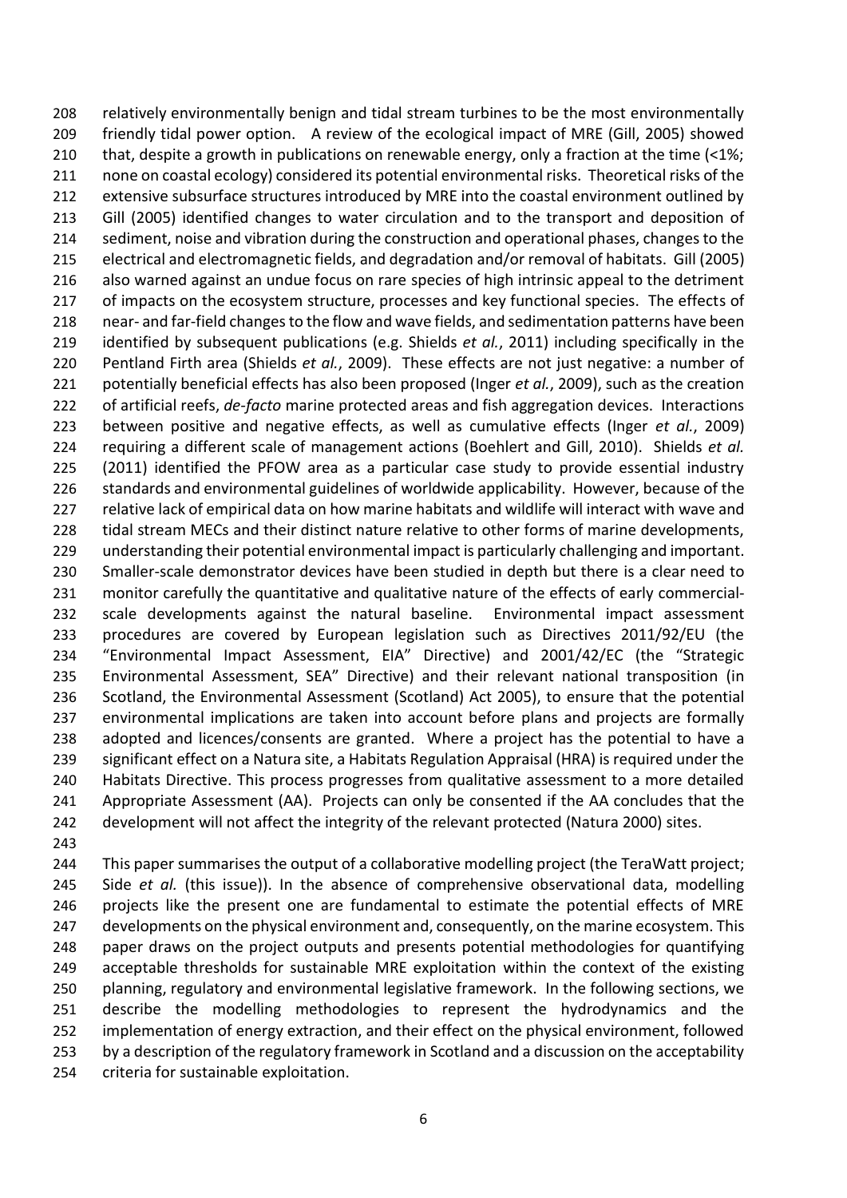relatively environmentally benign and tidal stream turbines to be the most environmentally friendly tidal power option. A review of the ecological impact of MRE (Gill, 2005) showed that, despite a growth in publications on renewable energy, only a fraction at the time (<1%; none on coastal ecology) considered its potential environmental risks. Theoretical risks of the extensive subsurface structures introduced by MRE into the coastal environment outlined by Gill (2005) identified changes to water circulation and to the transport and deposition of sediment, noise and vibration during the construction and operational phases, changes to the electrical and electromagnetic fields, and degradation and/or removal of habitats. Gill (2005) also warned against an undue focus on rare species of high intrinsic appeal to the detriment of impacts on the ecosystem structure, processes and key functional species. The effects of near- and far-field changes to the flow and wave fields, and sedimentation patterns have been identified by subsequent publications (e.g. Shields *et al.*, 2011) including specifically in the Pentland Firth area (Shields *et al.*, 2009). These effects are not just negative: a number of potentially beneficial effects has also been proposed (Inger *et al.*, 2009), such as the creation of artificial reefs, *de-facto* marine protected areas and fish aggregation devices. Interactions between positive and negative effects, as well as cumulative effects (Inger *et al.*, 2009) requiring a different scale of management actions (Boehlert and Gill, 2010). Shields *et al.* (2011) identified the PFOW area as a particular case study to provide essential industry standards and environmental guidelines of worldwide applicability. However, because of the relative lack of empirical data on how marine habitats and wildlife will interact with wave and tidal stream MECs and their distinct nature relative to other forms of marine developments, understanding their potential environmental impact is particularly challenging and important. Smaller-scale demonstrator devices have been studied in depth but there is a clear need to monitor carefully the quantitative and qualitative nature of the effects of early commercial-scale developments against the natural baseline. Environmental impact assessment procedures are covered by European legislation such as Directives 2011/92/EU (the "Environmental Impact Assessment, EIA" Directive) and 2001/42/EC (the "Strategic Environmental Assessment, SEA" Directive) and their relevant national transposition (in Scotland, the Environmental Assessment (Scotland) Act 2005), to ensure that the potential environmental implications are taken into account before plans and projects are formally adopted and licences/consents are granted. Where a project has the potential to have a significant effect on a Natura site, a Habitats Regulation Appraisal (HRA) is required under the Habitats Directive. This process progresses from qualitative assessment to a more detailed Appropriate Assessment (AA). Projects can only be consented if the AA concludes that the development will not affect the integrity of the relevant protected (Natura 2000) sites.

This paper summarises the output of a collaborative modelling project (the TeraWatt project; Side *et al.* (this issue)). In the absence of comprehensive observational data, modelling projects like the present one are fundamental to estimate the potential effects of MRE developments on the physical environment and, consequently, on the marine ecosystem. This paper draws on the project outputs and presents potential methodologies for quantifying acceptable thresholds for sustainable MRE exploitation within the context of the existing planning, regulatory and environmental legislative framework. In the following sections, we describe the modelling methodologies to represent the hydrodynamics and the implementation of energy extraction, and their effect on the physical environment, followed by a description of the regulatory framework in Scotland and a discussion on the acceptability criteria for sustainable exploitation.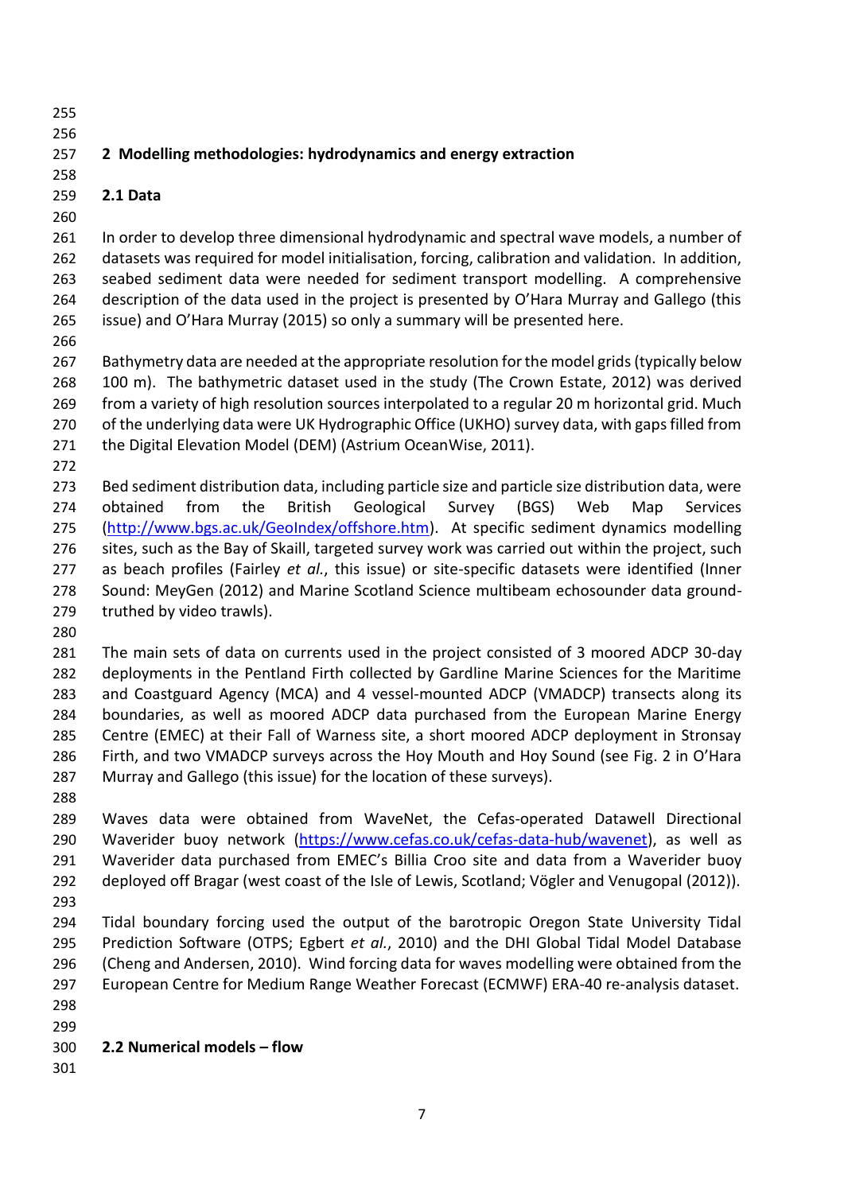## 2 Modelling methodologies: hydrodynamics and energy extraction

### 2.1 Data

In order to develop three dimensional hydrodynamic and spectral wave models, a number of datasets was required for model initialisation, forcing, calibration and validation. In addition, seabed sediment data were needed for sediment transport modelling. A comprehensive description of the data used in the project is presented by O'Hara Murray and Gallego (this issue) and O'Hara Murray (2015) so only a summary will be presented here.

Bathymetry data are needed at the appropriate resolution for the model grids (typically below 100 m). The bathymetric dataset used in the study (The Crown Estate, 2012) was derived from a variety of high resolution sources interpolated to a regular 20 m horizontal grid. Much of the underlying data were UK Hydrographic Office (UKHO) survey data, with gaps filled from the Digital Elevation Model (DEM) (Astrium OceanWise, 2011).

Bed sediment distribution data, including particle size and particle size distribution data, were obtained from the British Geological Survey (BGS) Web Map Services (http://www.bgs.ac.uk/GeoIndex/offshore.htm). At specific sediment dynamics modelling sites, such as the Bay of Skaill, targeted survey work was carried out within the project, such as beach profiles (Fairley *et al.*, this issue) or site-specific datasets were identified (Inner Sound: MeyGen (2012) and Marine Scotland Science multibeam echosounder data ground-truthed by video trawls).

The main sets of data on currents used in the project consisted of 3 moored ADCP 30-day deployments in the Pentland Firth collected by Gardline Marine Sciences for the Maritime and Coastguard Agency (MCA) and 4 vessel-mounted ADCP (VMADCP) transects along its boundaries, as well as moored ADCP data purchased from the European Marine Energy Centre (EMEC) at their Fall of Warness site, a short moored ADCP deployment in Stronsay Firth, and two VMADCP surveys across the Hoy Mouth and Hoy Sound (see Fig. 2 in O'Hara Murray and Gallego (this issue) for the location of these surveys).

Waves data were obtained from WaveNet, the Cefas-operated Datawell Directional Waverider buoy network (https://www.cefas.co.uk/cefas-data-hub/wavenet), as well as Waverider data purchased from EMEC's Billia Croo site and data from a Waverider buoy deployed off Bragar (west coast of the Isle of Lewis, Scotland; Vögler and Venugopal (2012)).

Tidal boundary forcing used the output of the barotropic Oregon State University Tidal Prediction Software (OTPS; Egbert *et al.*, 2010) and the DHI Global Tidal Model Database (Cheng and Andersen, 2010). Wind forcing data for waves modelling were obtained from the European Centre for Medium Range Weather Forecast (ECMWF) ERA-40 re-analysis dataset.

### 2.2 Numerical models – flow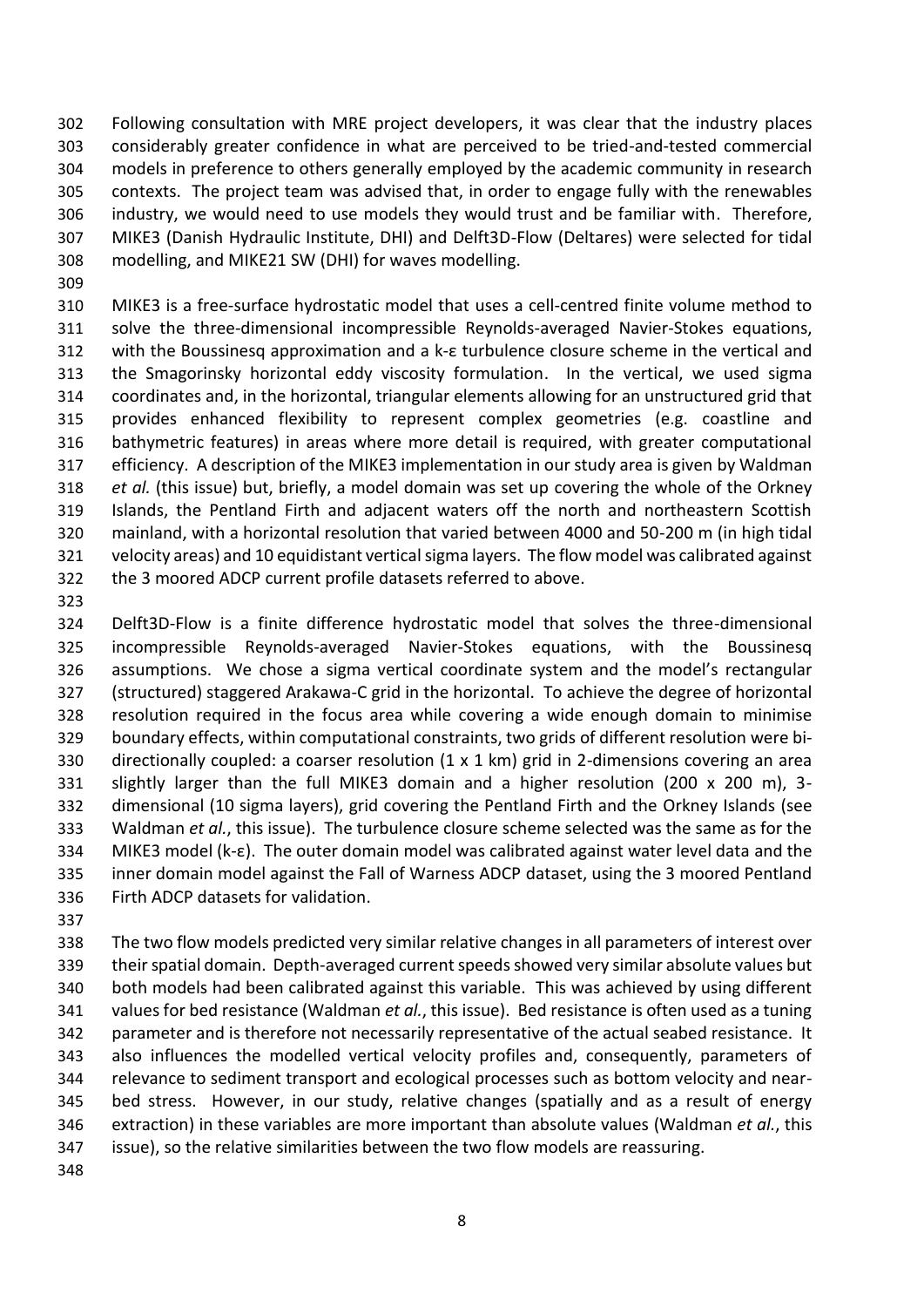Following consultation with MRE project developers, it was clear that the industry places considerably greater confidence in what are perceived to be tried-and-tested commercial models in preference to others generally employed by the academic community in research contexts. The project team was advised that, in order to engage fully with the renewables industry, we would need to use models they would trust and be familiar with. Therefore, MIKE3 (Danish Hydraulic Institute, DHI) and Delft3D-Flow (Deltares) were selected for tidal modelling, and MIKE21 SW (DHI) for waves modelling.

MIKE3 is a free-surface hydrostatic model that uses a cell-centred finite volume method to solve the three-dimensional incompressible Reynolds-averaged Navier-Stokes equations, with the Boussinesq approximation and a k-ε turbulence closure scheme in the vertical and the Smagorinsky horizontal eddy viscosity formulation. In the vertical, we used sigma coordinates and, in the horizontal, triangular elements allowing for an unstructured grid that provides enhanced flexibility to represent complex geometries (e.g. coastline and bathymetric features) in areas where more detail is required, with greater computational efficiency. A description of the MIKE3 implementation in our study area is given by Waldman *et al.* (this issue) but, briefly, a model domain was set up covering the whole of the Orkney Islands, the Pentland Firth and adjacent waters off the north and northeastern Scottish mainland, with a horizontal resolution that varied between 4000 and 50-200 m (in high tidal velocity areas) and 10 equidistant vertical sigma layers. The flow model was calibrated against the 3 moored ADCP current profile datasets referred to above.

Delft3D-Flow is a finite difference hydrostatic model that solves the three-dimensional incompressible Reynolds-averaged Navier-Stokes equations, with the Boussinesq assumptions. We chose a sigma vertical coordinate system and the model's rectangular (structured) staggered Arakawa-C grid in the horizontal. To achieve the degree of horizontal resolution required in the focus area while covering a wide enough domain to minimise boundary effects, within computational constraints, two grids of different resolution were bi-directionally coupled: a coarser resolution (1 x 1 km) grid in 2-dimensions covering an area slightly larger than the full MIKE3 domain and a higher resolution (200 x 200 m), 3-dimensional (10 sigma layers), grid covering the Pentland Firth and the Orkney Islands (see Waldman *et al.*, this issue). The turbulence closure scheme selected was the same as for the MIKE3 model (k-ε). The outer domain model was calibrated against water level data and the inner domain model against the Fall of Warness ADCP dataset, using the 3 moored Pentland Firth ADCP datasets for validation.

The two flow models predicted very similar relative changes in all parameters of interest over their spatial domain. Depth-averaged current speeds showed very similar absolute values but both models had been calibrated against this variable. This was achieved by using different values for bed resistance (Waldman *et al.*, this issue). Bed resistance is often used as a tuning parameter and is therefore not necessarily representative of the actual seabed resistance. It also influences the modelled vertical velocity profiles and, consequently, parameters of relevance to sediment transport and ecological processes such as bottom velocity and near-bed stress. However, in our study, relative changes (spatially and as a result of energy extraction) in these variables are more important than absolute values (Waldman *et al.*, this issue), so the relative similarities between the two flow models are reassuring.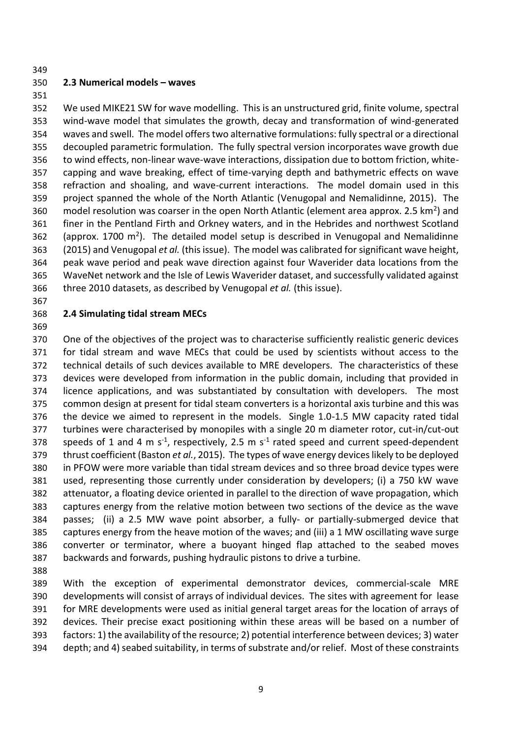### 2.3 Numerical models – waves

We used MIKE21 SW for wave modelling. This is an unstructured grid, finite volume, spectral wind-wave model that simulates the growth, decay and transformation of wind-generated waves and swell. The model offers two alternative formulations: fully spectral or a directional decoupled parametric formulation. The fully spectral version incorporates wave growth due to wind effects, non-linear wave-wave interactions, dissipation due to bottom friction, white-capping and wave breaking, effect of time-varying depth and bathymetric effects on wave refraction and shoaling, and wave-current interactions. The model domain used in this project spanned the whole of the North Atlantic (Venugopal and Nemalidinne, 2015). The model resolution was coarser in the open North Atlantic (element area approx. 2.5 km$^2$) and finer in the Pentland Firth and Orkney waters, and in the Hebrides and northwest Scotland (approx. 1700 m$^2$). The detailed model setup is described in Venugopal and Nemalidinne (2015) and Venugopal *et al.* (this issue). The model was calibrated for significant wave height, peak wave period and peak wave direction against four Waverider data locations from the WaveNet network and the Isle of Lewis Waverider dataset, and successfully validated against three 2010 datasets, as described by Venugopal *et al.* (this issue).

### 2.4 Simulating tidal stream MECs

One of the objectives of the project was to characterise sufficiently realistic generic devices for tidal stream and wave MECs that could be used by scientists without access to the technical details of such devices available to MRE developers. The characteristics of these devices were developed from information in the public domain, including that provided in licence applications, and was substantiated by consultation with developers. The most common design at present for tidal steam converters is a horizontal axis turbine and this was the device we aimed to represent in the models. Single 1.0-1.5 MW capacity rated tidal turbines were characterised by monopiles with a single 20 m diameter rotor, cut-in/cut-out speeds of 1 and 4 m s$^{-1}$, respectively, 2.5 m s$^{-1}$ rated speed and current speed-dependent thrust coefficient (Baston *et al.*, 2015). The types of wave energy devices likely to be deployed in PFOW were more variable than tidal stream devices and so three broad device types were used, representing those currently under consideration by developers; (i) a 750 kW wave attenuator, a floating device oriented in parallel to the direction of wave propagation, which captures energy from the relative motion between two sections of the device as the wave passes; (ii) a 2.5 MW wave point absorber, a fully- or partially-submerged device that captures energy from the heave motion of the waves; and (iii) a 1 MW oscillating wave surge converter or terminator, where a buoyant hinged flap attached to the seabed moves backwards and forwards, pushing hydraulic pistons to drive a turbine.

With the exception of experimental demonstrator devices, commercial-scale MRE developments will consist of arrays of individual devices. The sites with agreement for lease for MRE developments were used as initial general target areas for the location of arrays of devices. Their precise exact positioning within these areas will be based on a number of factors: 1) the availability of the resource; 2) potential interference between devices; 3) water depth; and 4) seabed suitability, in terms of substrate and/or relief. Most of these constraints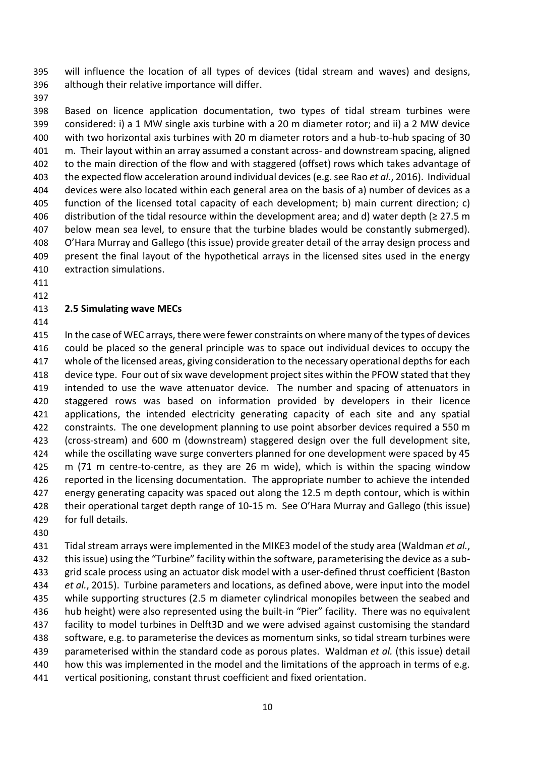will influence the location of all types of devices (tidal stream and waves) and designs, although their relative importance will differ.

Based on licence application documentation, two types of tidal stream turbines were considered: i) a 1 MW single axis turbine with a 20 m diameter rotor; and ii) a 2 MW device with two horizontal axis turbines with 20 m diameter rotors and a hub-to-hub spacing of 30 m. Their layout within an array assumed a constant across- and downstream spacing, aligned to the main direction of the flow and with staggered (offset) rows which takes advantage of the expected flow acceleration around individual devices (e.g. see Rao *et al.*, 2016). Individual devices were also located within each general area on the basis of a) number of devices as a function of the licensed total capacity of each development; b) main current direction; c) distribution of the tidal resource within the development area; and d) water depth (≥ 27.5 m below mean sea level, to ensure that the turbine blades would be constantly submerged). O'Hara Murray and Gallego (this issue) provide greater detail of the array design process and present the final layout of the hypothetical arrays in the licensed sites used in the energy extraction simulations.

### 2.5 Simulating wave MECs

In the case of WEC arrays, there were fewer constraints on where many of the types of devices could be placed so the general principle was to space out individual devices to occupy the whole of the licensed areas, giving consideration to the necessary operational depths for each device type. Four out of six wave development project sites within the PFOW stated that they intended to use the wave attenuator device. The number and spacing of attenuators in staggered rows was based on information provided by developers in their licence applications, the intended electricity generating capacity of each site and any spatial constraints. The one development planning to use point absorber devices required a 550 m (cross-stream) and 600 m (downstream) staggered design over the full development site, while the oscillating wave surge converters planned for one development were spaced by 45 m (71 m centre-to-centre, as they are 26 m wide), which is within the spacing window reported in the licensing documentation. The appropriate number to achieve the intended energy generating capacity was spaced out along the 12.5 m depth contour, which is within their operational target depth range of 10-15 m. See O'Hara Murray and Gallego (this issue) for full details.

Tidal stream arrays were implemented in the MIKE3 model of the study area (Waldman *et al.*, this issue) using the "Turbine" facility within the software, parameterising the device as a sub-grid scale process using an actuator disk model with a user-defined thrust coefficient (Baston *et al.*, 2015). Turbine parameters and locations, as defined above, were input into the model while supporting structures (2.5 m diameter cylindrical monopiles between the seabed and hub height) were also represented using the built-in "Pier" facility. There was no equivalent facility to model turbines in Delft3D and we were advised against customising the standard software, e.g. to parameterise the devices as momentum sinks, so tidal stream turbines were parameterised within the standard code as porous plates. Waldman *et al.* (this issue) detail how this was implemented in the model and the limitations of the approach in terms of e.g. vertical positioning, constant thrust coefficient and fixed orientation.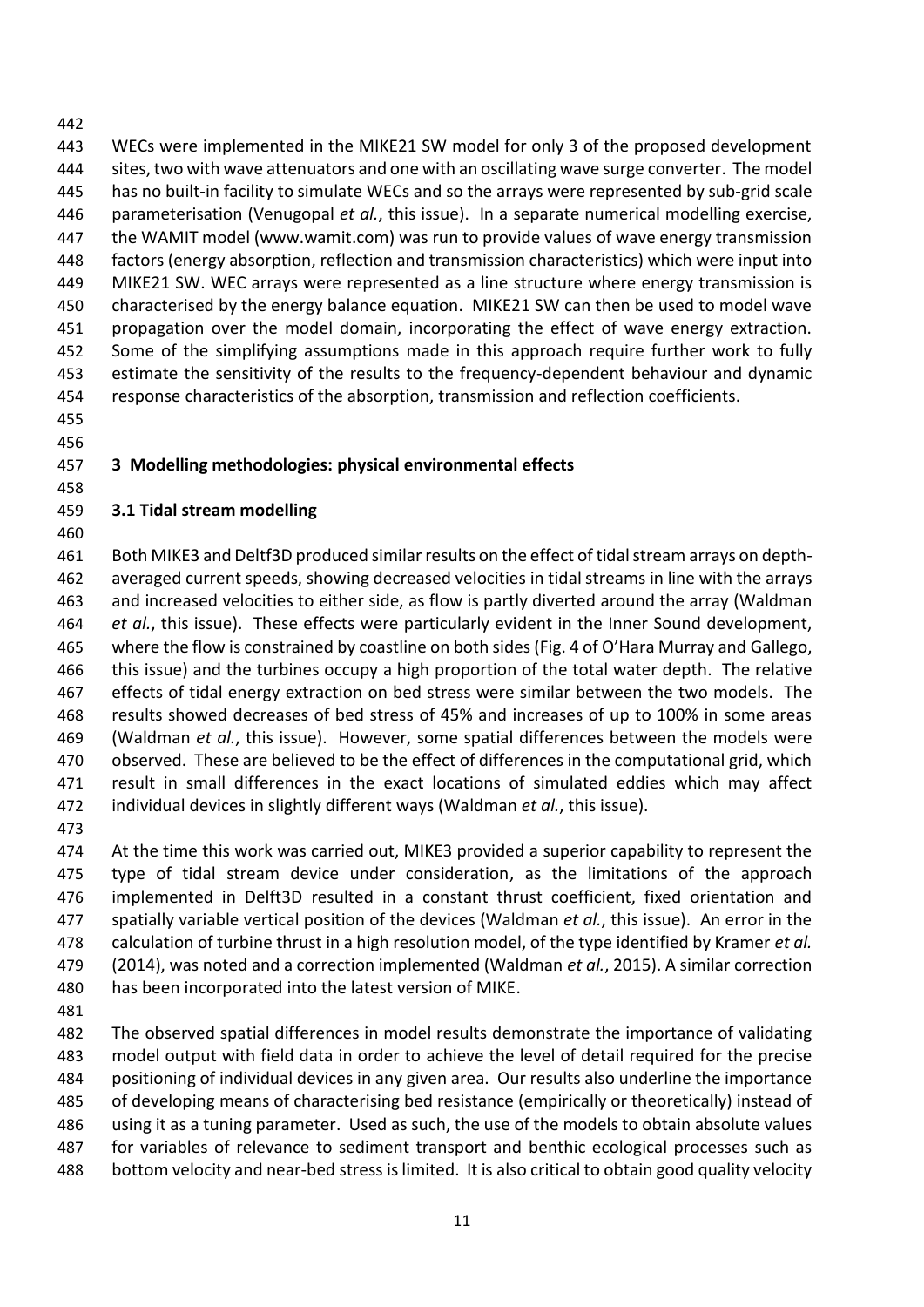WECs were implemented in the MIKE21 SW model for only 3 of the proposed development sites, two with wave attenuators and one with an oscillating wave surge converter. The model has no built-in facility to simulate WECs and so the arrays were represented by sub-grid scale parameterisation (Venugopal *et al.*, this issue). In a separate numerical modelling exercise, the WAMIT model (www.wamit.com) was run to provide values of wave energy transmission factors (energy absorption, reflection and transmission characteristics) which were input into MIKE21 SW. WEC arrays were represented as a line structure where energy transmission is characterised by the energy balance equation. MIKE21 SW can then be used to model wave propagation over the model domain, incorporating the effect of wave energy extraction. Some of the simplifying assumptions made in this approach require further work to fully estimate the sensitivity of the results to the frequency-dependent behaviour and dynamic response characteristics of the absorption, transmission and reflection coefficients.

## 3 Modelling methodologies: physical environmental effects

### 3.1 Tidal stream modelling

Both MIKE3 and Deltf3D produced similar results on the effect of tidal stream arrays on depth-averaged current speeds, showing decreased velocities in tidal streams in line with the arrays and increased velocities to either side, as flow is partly diverted around the array (Waldman *et al.*, this issue). These effects were particularly evident in the Inner Sound development, where the flow is constrained by coastline on both sides (Fig. 4 of O'Hara Murray and Gallego, this issue) and the turbines occupy a high proportion of the total water depth. The relative effects of tidal energy extraction on bed stress were similar between the two models. The results showed decreases of bed stress of 45% and increases of up to 100% in some areas (Waldman *et al.*, this issue). However, some spatial differences between the models were observed. These are believed to be the effect of differences in the computational grid, which result in small differences in the exact locations of simulated eddies which may affect individual devices in slightly different ways (Waldman *et al.*, this issue).

At the time this work was carried out, MIKE3 provided a superior capability to represent the type of tidal stream device under consideration, as the limitations of the approach implemented in Delft3D resulted in a constant thrust coefficient, fixed orientation and spatially variable vertical position of the devices (Waldman *et al.*, this issue). An error in the calculation of turbine thrust in a high resolution model, of the type identified by Kramer *et al.* (2014), was noted and a correction implemented (Waldman *et al.*, 2015). A similar correction has been incorporated into the latest version of MIKE.

The observed spatial differences in model results demonstrate the importance of validating model output with field data in order to achieve the level of detail required for the precise positioning of individual devices in any given area. Our results also underline the importance of developing means of characterising bed resistance (empirically or theoretically) instead of using it as a tuning parameter. Used as such, the use of the models to obtain absolute values for variables of relevance to sediment transport and benthic ecological processes such as bottom velocity and near-bed stress is limited. It is also critical to obtain good quality velocity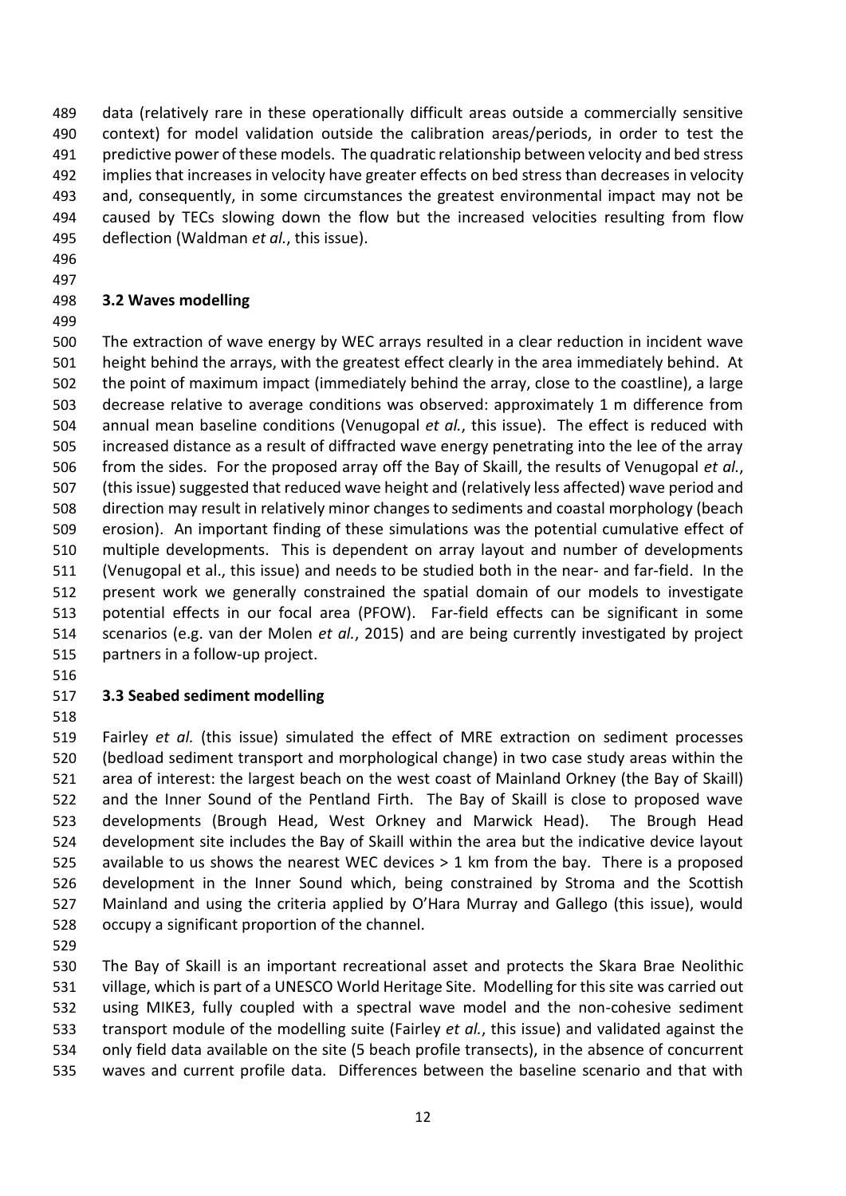data (relatively rare in these operationally difficult areas outside a commercially sensitive context) for model validation outside the calibration areas/periods, in order to test the predictive power of these models. The quadratic relationship between velocity and bed stress implies that increases in velocity have greater effects on bed stress than decreases in velocity and, consequently, in some circumstances the greatest environmental impact may not be caused by TECs slowing down the flow but the increased velocities resulting from flow deflection (Waldman *et al.*, this issue).

### 3.2 Waves modelling

The extraction of wave energy by WEC arrays resulted in a clear reduction in incident wave height behind the arrays, with the greatest effect clearly in the area immediately behind. At the point of maximum impact (immediately behind the array, close to the coastline), a large decrease relative to average conditions was observed: approximately 1 m difference from annual mean baseline conditions (Venugopal *et al.*, this issue). The effect is reduced with increased distance as a result of diffracted wave energy penetrating into the lee of the array from the sides. For the proposed array off the Bay of Skaill, the results of Venugopal *et al.*, (this issue) suggested that reduced wave height and (relatively less affected) wave period and direction may result in relatively minor changes to sediments and coastal morphology (beach erosion). An important finding of these simulations was the potential cumulative effect of multiple developments. This is dependent on array layout and number of developments (Venugopal et al., this issue) and needs to be studied both in the near- and far-field. In the present work we generally constrained the spatial domain of our models to investigate potential effects in our focal area (PFOW). Far-field effects can be significant in some scenarios (e.g. van der Molen *et al.*, 2015) and are being currently investigated by project partners in a follow-up project.

### 3.3 Seabed sediment modelling

Fairley *et al.* (this issue) simulated the effect of MRE extraction on sediment processes (bedload sediment transport and morphological change) in two case study areas within the area of interest: the largest beach on the west coast of Mainland Orkney (the Bay of Skaill) and the Inner Sound of the Pentland Firth. The Bay of Skaill is close to proposed wave developments (Brough Head, West Orkney and Marwick Head). The Brough Head development site includes the Bay of Skaill within the area but the indicative device layout available to us shows the nearest WEC devices > 1 km from the bay. There is a proposed development in the Inner Sound which, being constrained by Stroma and the Scottish Mainland and using the criteria applied by O'Hara Murray and Gallego (this issue), would occupy a significant proportion of the channel.

The Bay of Skaill is an important recreational asset and protects the Skara Brae Neolithic village, which is part of a UNESCO World Heritage Site. Modelling for this site was carried out using MIKE3, fully coupled with a spectral wave model and the non-cohesive sediment transport module of the modelling suite (Fairley *et al.*, this issue) and validated against the only field data available on the site (5 beach profile transects), in the absence of concurrent waves and current profile data. Differences between the baseline scenario and that with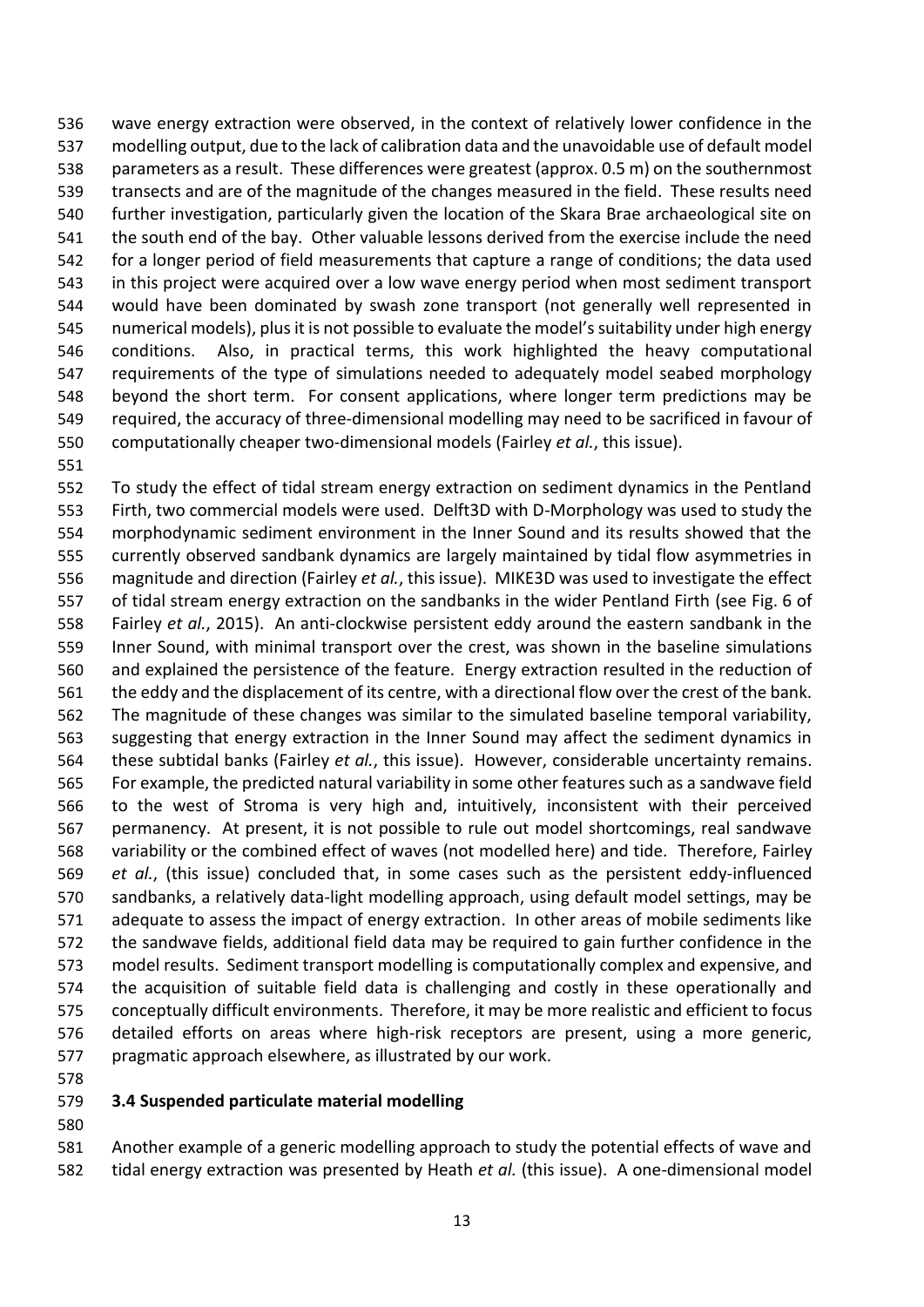wave energy extraction were observed, in the context of relatively lower confidence in the modelling output, due to the lack of calibration data and the unavoidable use of default model parameters as a result. These differences were greatest (approx. 0.5 m) on the southernmost transects and are of the magnitude of the changes measured in the field. These results need further investigation, particularly given the location of the Skara Brae archaeological site on the south end of the bay. Other valuable lessons derived from the exercise include the need for a longer period of field measurements that capture a range of conditions; the data used in this project were acquired over a low wave energy period when most sediment transport would have been dominated by swash zone transport (not generally well represented in numerical models), plus it is not possible to evaluate the model's suitability under high energy conditions. Also, in practical terms, this work highlighted the heavy computational requirements of the type of simulations needed to adequately model seabed morphology beyond the short term. For consent applications, where longer term predictions may be required, the accuracy of three-dimensional modelling may need to be sacrificed in favour of computationally cheaper two-dimensional models (Fairley *et al.*, this issue).

To study the effect of tidal stream energy extraction on sediment dynamics in the Pentland Firth, two commercial models were used. Delft3D with D-Morphology was used to study the morphodynamic sediment environment in the Inner Sound and its results showed that the currently observed sandbank dynamics are largely maintained by tidal flow asymmetries in magnitude and direction (Fairley *et al.*, this issue). MIKE3D was used to investigate the effect of tidal stream energy extraction on the sandbanks in the wider Pentland Firth (see Fig. 6 of Fairley *et al.*, 2015). An anti-clockwise persistent eddy around the eastern sandbank in the Inner Sound, with minimal transport over the crest, was shown in the baseline simulations and explained the persistence of the feature. Energy extraction resulted in the reduction of the eddy and the displacement of its centre, with a directional flow over the crest of the bank. The magnitude of these changes was similar to the simulated baseline temporal variability, suggesting that energy extraction in the Inner Sound may affect the sediment dynamics in these subtidal banks (Fairley *et al.*, this issue). However, considerable uncertainty remains. For example, the predicted natural variability in some other features such as a sandwave field to the west of Stroma is very high and, intuitively, inconsistent with their perceived permanency. At present, it is not possible to rule out model shortcomings, real sandwave variability or the combined effect of waves (not modelled here) and tide. Therefore, Fairley *et al.*, (this issue) concluded that, in some cases such as the persistent eddy-influenced sandbanks, a relatively data-light modelling approach, using default model settings, may be adequate to assess the impact of energy extraction. In other areas of mobile sediments like the sandwave fields, additional field data may be required to gain further confidence in the model results. Sediment transport modelling is computationally complex and expensive, and the acquisition of suitable field data is challenging and costly in these operationally and conceptually difficult environments. Therefore, it may be more realistic and efficient to focus detailed efforts on areas where high-risk receptors are present, using a more generic, pragmatic approach elsewhere, as illustrated by our work.

### 3.4 Suspended particulate material modelling

Another example of a generic modelling approach to study the potential effects of wave and tidal energy extraction was presented by Heath *et al.* (this issue). A one-dimensional model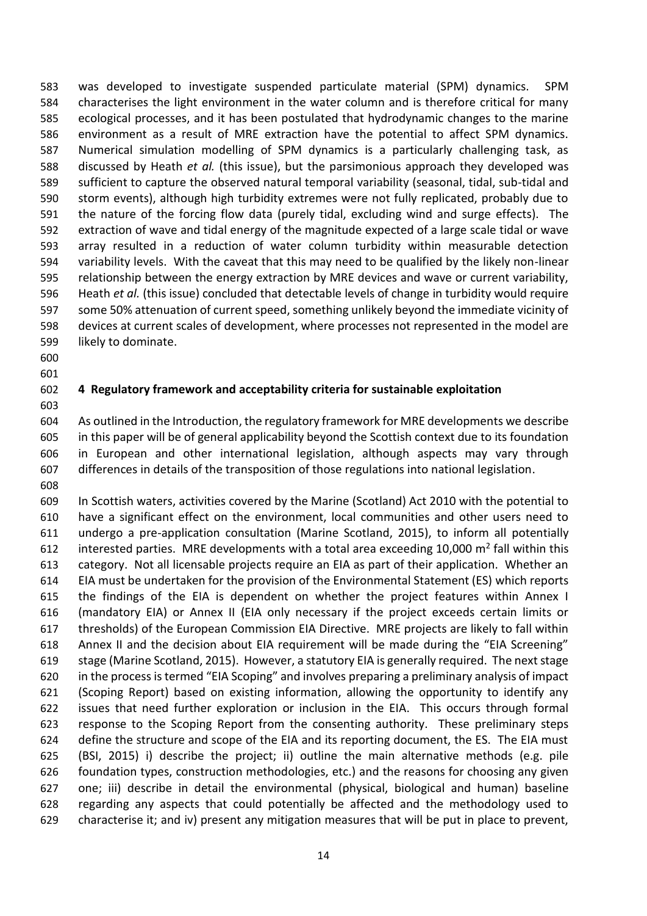was developed to investigate suspended particulate material (SPM) dynamics. SPM characterises the light environment in the water column and is therefore critical for many ecological processes, and it has been postulated that hydrodynamic changes to the marine environment as a result of MRE extraction have the potential to affect SPM dynamics. Numerical simulation modelling of SPM dynamics is a particularly challenging task, as discussed by Heath *et al.* (this issue), but the parsimonious approach they developed was sufficient to capture the observed natural temporal variability (seasonal, tidal, sub-tidal and storm events), although high turbidity extremes were not fully replicated, probably due to the nature of the forcing flow data (purely tidal, excluding wind and surge effects). The extraction of wave and tidal energy of the magnitude expected of a large scale tidal or wave array resulted in a reduction of water column turbidity within measurable detection variability levels. With the caveat that this may need to be qualified by the likely non-linear relationship between the energy extraction by MRE devices and wave or current variability, Heath *et al.* (this issue) concluded that detectable levels of change in turbidity would require some 50% attenuation of current speed, something unlikely beyond the immediate vicinity of devices at current scales of development, where processes not represented in the model are likely to dominate.

## 4 Regulatory framework and acceptability criteria for sustainable exploitation

As outlined in the Introduction, the regulatory framework for MRE developments we describe in this paper will be of general applicability beyond the Scottish context due to its foundation in European and other international legislation, although aspects may vary through differences in details of the transposition of those regulations into national legislation.

In Scottish waters, activities covered by the Marine (Scotland) Act 2010 with the potential to have a significant effect on the environment, local communities and other users need to undergo a pre-application consultation (Marine Scotland, 2015), to inform all potentially interested parties. MRE developments with a total area exceeding 10,000 $m^2$ fall within this category. Not all licensable projects require an EIA as part of their application. Whether an EIA must be undertaken for the provision of the Environmental Statement (ES) which reports the findings of the EIA is dependent on whether the project features within Annex I (mandatory EIA) or Annex II (EIA only necessary if the project exceeds certain limits or thresholds) of the European Commission EIA Directive. MRE projects are likely to fall within Annex II and the decision about EIA requirement will be made during the "EIA Screening" stage (Marine Scotland, 2015). However, a statutory EIA is generally required. The next stage in the process is termed "EIA Scoping" and involves preparing a preliminary analysis of impact (Scoping Report) based on existing information, allowing the opportunity to identify any issues that need further exploration or inclusion in the EIA. This occurs through formal response to the Scoping Report from the consenting authority. These preliminary steps define the structure and scope of the EIA and its reporting document, the ES. The EIA must (BSI, 2015) i) describe the project; ii) outline the main alternative methods (e.g. pile foundation types, construction methodologies, etc.) and the reasons for choosing any given one; iii) describe in detail the environmental (physical, biological and human) baseline regarding any aspects that could potentially be affected and the methodology used to characterise it; and iv) present any mitigation measures that will be put in place to prevent,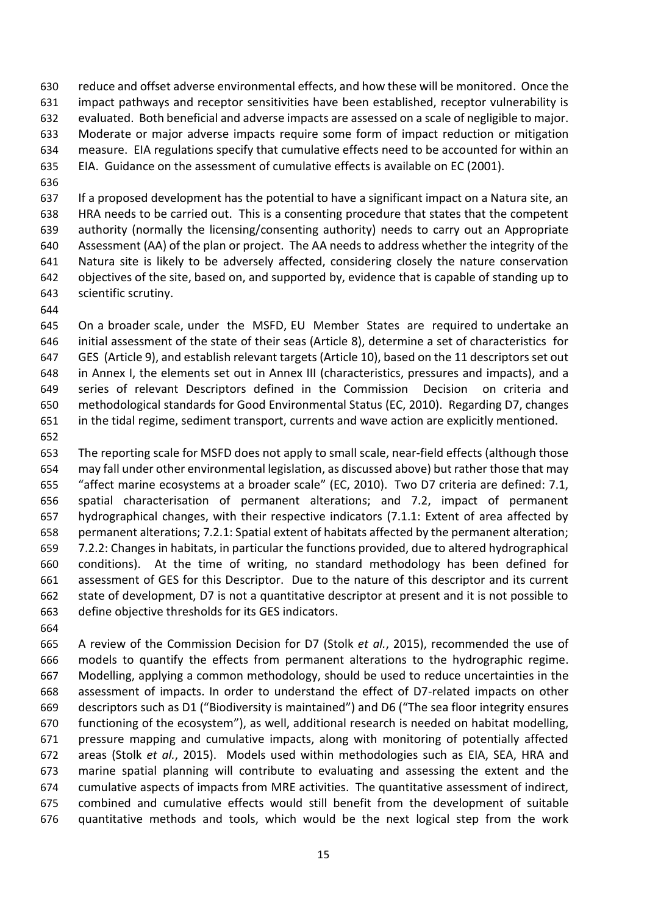reduce and offset adverse environmental effects, and how these will be monitored. Once the impact pathways and receptor sensitivities have been established, receptor vulnerability is evaluated. Both beneficial and adverse impacts are assessed on a scale of negligible to major. Moderate or major adverse impacts require some form of impact reduction or mitigation measure. EIA regulations specify that cumulative effects need to be accounted for within an EIA. Guidance on the assessment of cumulative effects is available on EC (2001).

If a proposed development has the potential to have a significant impact on a Natura site, an HRA needs to be carried out. This is a consenting procedure that states that the competent authority (normally the licensing/consenting authority) needs to carry out an Appropriate Assessment (AA) of the plan or project. The AA needs to address whether the integrity of the Natura site is likely to be adversely affected, considering closely the nature conservation objectives of the site, based on, and supported by, evidence that is capable of standing up to scientific scrutiny.

On a broader scale, under the MSFD, EU Member States are required to undertake an initial assessment of the state of their seas (Article 8), determine a set of characteristics for GES (Article 9), and establish relevant targets (Article 10), based on the 11 descriptors set out in Annex I, the elements set out in Annex III (characteristics, pressures and impacts), and a series of relevant Descriptors defined in the Commission Decision on criteria and methodological standards for Good Environmental Status (EC, 2010). Regarding D7, changes in the tidal regime, sediment transport, currents and wave action are explicitly mentioned.

The reporting scale for MSFD does not apply to small scale, near-field effects (although those may fall under other environmental legislation, as discussed above) but rather those that may "affect marine ecosystems at a broader scale" (EC, 2010). Two D7 criteria are defined: 7.1, spatial characterisation of permanent alterations; and 7.2, impact of permanent hydrographical changes, with their respective indicators (7.1.1: Extent of area affected by permanent alterations; 7.2.1: Spatial extent of habitats affected by the permanent alteration; 7.2.2: Changes in habitats, in particular the functions provided, due to altered hydrographical conditions). At the time of writing, no standard methodology has been defined for assessment of GES for this Descriptor. Due to the nature of this descriptor and its current state of development, D7 is not a quantitative descriptor at present and it is not possible to define objective thresholds for its GES indicators.

A review of the Commission Decision for D7 (Stolk *et al.*, 2015), recommended the use of models to quantify the effects from permanent alterations to the hydrographic regime. Modelling, applying a common methodology, should be used to reduce uncertainties in the assessment of impacts. In order to understand the effect of D7-related impacts on other descriptors such as D1 ("Biodiversity is maintained") and D6 ("The sea floor integrity ensures functioning of the ecosystem"), as well, additional research is needed on habitat modelling, pressure mapping and cumulative impacts, along with monitoring of potentially affected areas (Stolk *et al.*, 2015). Models used within methodologies such as EIA, SEA, HRA and marine spatial planning will contribute to evaluating and assessing the extent and the cumulative aspects of impacts from MRE activities. The quantitative assessment of indirect, combined and cumulative effects would still benefit from the development of suitable quantitative methods and tools, which would be the next logical step from the work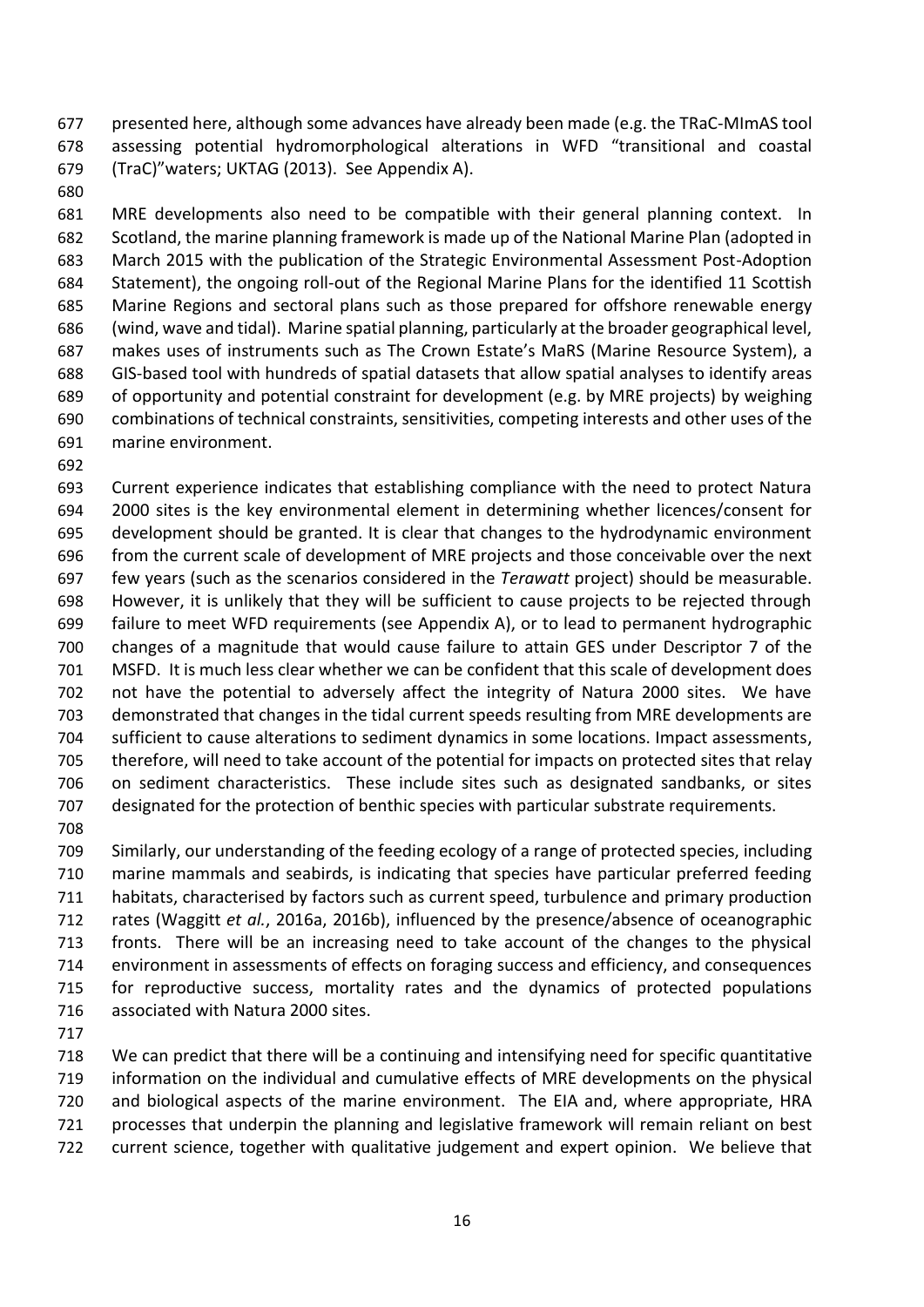presented here, although some advances have already been made (e.g. the TRaC-MImAS tool assessing potential hydromorphological alterations in WFD "transitional and coastal (TraC)"waters; UKTAG (2013). See Appendix A).

MRE developments also need to be compatible with their general planning context. In Scotland, the marine planning framework is made up of the National Marine Plan (adopted in March 2015 with the publication of the Strategic Environmental Assessment Post-Adoption Statement), the ongoing roll-out of the Regional Marine Plans for the identified 11 Scottish Marine Regions and sectoral plans such as those prepared for offshore renewable energy (wind, wave and tidal). Marine spatial planning, particularly at the broader geographical level, makes uses of instruments such as The Crown Estate's MaRS (Marine Resource System), a GIS-based tool with hundreds of spatial datasets that allow spatial analyses to identify areas of opportunity and potential constraint for development (e.g. by MRE projects) by weighing combinations of technical constraints, sensitivities, competing interests and other uses of the marine environment.

Current experience indicates that establishing compliance with the need to protect Natura 2000 sites is the key environmental element in determining whether licences/consent for development should be granted. It is clear that changes to the hydrodynamic environment from the current scale of development of MRE projects and those conceivable over the next few years (such as the scenarios considered in the *Terawatt* project) should be measurable. However, it is unlikely that they will be sufficient to cause projects to be rejected through failure to meet WFD requirements (see Appendix A), or to lead to permanent hydrographic changes of a magnitude that would cause failure to attain GES under Descriptor 7 of the MSFD. It is much less clear whether we can be confident that this scale of development does not have the potential to adversely affect the integrity of Natura 2000 sites. We have demonstrated that changes in the tidal current speeds resulting from MRE developments are sufficient to cause alterations to sediment dynamics in some locations. Impact assessments, therefore, will need to take account of the potential for impacts on protected sites that relay on sediment characteristics. These include sites such as designated sandbanks, or sites designated for the protection of benthic species with particular substrate requirements.

Similarly, our understanding of the feeding ecology of a range of protected species, including marine mammals and seabirds, is indicating that species have particular preferred feeding habitats, characterised by factors such as current speed, turbulence and primary production rates (Waggitt *et al.*, 2016a, 2016b), influenced by the presence/absence of oceanographic fronts. There will be an increasing need to take account of the changes to the physical environment in assessments of effects on foraging success and efficiency, and consequences for reproductive success, mortality rates and the dynamics of protected populations associated with Natura 2000 sites.

We can predict that there will be a continuing and intensifying need for specific quantitative information on the individual and cumulative effects of MRE developments on the physical and biological aspects of the marine environment. The EIA and, where appropriate, HRA processes that underpin the planning and legislative framework will remain reliant on best current science, together with qualitative judgement and expert opinion. We believe that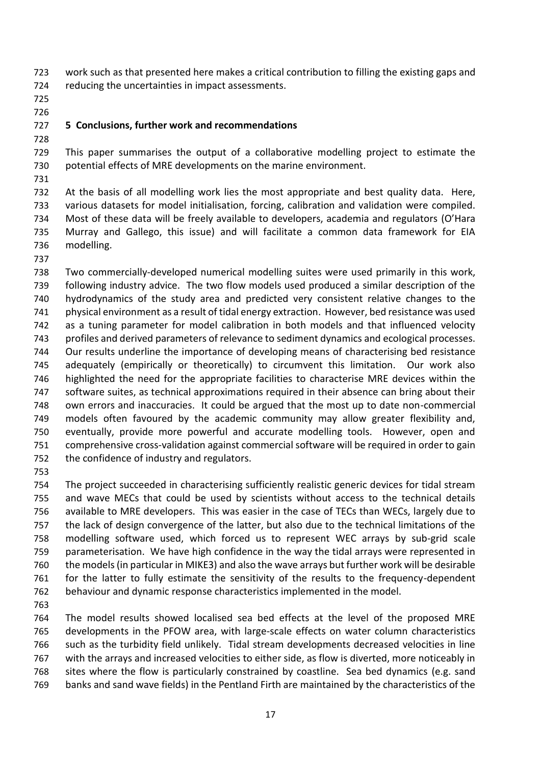work such as that presented here makes a critical contribution to filling the existing gaps and reducing the uncertainties in impact assessments.

## 5 Conclusions, further work and recommendations

This paper summarises the output of a collaborative modelling project to estimate the potential effects of MRE developments on the marine environment.

At the basis of all modelling work lies the most appropriate and best quality data. Here, various datasets for model initialisation, forcing, calibration and validation were compiled. Most of these data will be freely available to developers, academia and regulators (O'Hara Murray and Gallego, this issue) and will facilitate a common data framework for EIA modelling.

Two commercially-developed numerical modelling suites were used primarily in this work, following industry advice. The two flow models used produced a similar description of the hydrodynamics of the study area and predicted very consistent relative changes to the physical environment as a result of tidal energy extraction. However, bed resistance was used as a tuning parameter for model calibration in both models and that influenced velocity profiles and derived parameters of relevance to sediment dynamics and ecological processes. Our results underline the importance of developing means of characterising bed resistance adequately (empirically or theoretically) to circumvent this limitation. Our work also highlighted the need for the appropriate facilities to characterise MRE devices within the software suites, as technical approximations required in their absence can bring about their own errors and inaccuracies. It could be argued that the most up to date non-commercial models often favoured by the academic community may allow greater flexibility and, eventually, provide more powerful and accurate modelling tools. However, open and comprehensive cross-validation against commercial software will be required in order to gain the confidence of industry and regulators.

The project succeeded in characterising sufficiently realistic generic devices for tidal stream and wave MECs that could be used by scientists without access to the technical details available to MRE developers. This was easier in the case of TECs than WECs, largely due to the lack of design convergence of the latter, but also due to the technical limitations of the modelling software used, which forced us to represent WEC arrays by sub-grid scale parameterisation. We have high confidence in the way the tidal arrays were represented in the models (in particular in MIKE3) and also the wave arrays but further work will be desirable for the latter to fully estimate the sensitivity of the results to the frequency-dependent behaviour and dynamic response characteristics implemented in the model.

The model results showed localised sea bed effects at the level of the proposed MRE developments in the PFOW area, with large-scale effects on water column characteristics such as the turbidity field unlikely. Tidal stream developments decreased velocities in line with the arrays and increased velocities to either side, as flow is diverted, more noticeably in sites where the flow is particularly constrained by coastline. Sea bed dynamics (e.g. sand banks and sand wave fields) in the Pentland Firth are maintained by the characteristics of the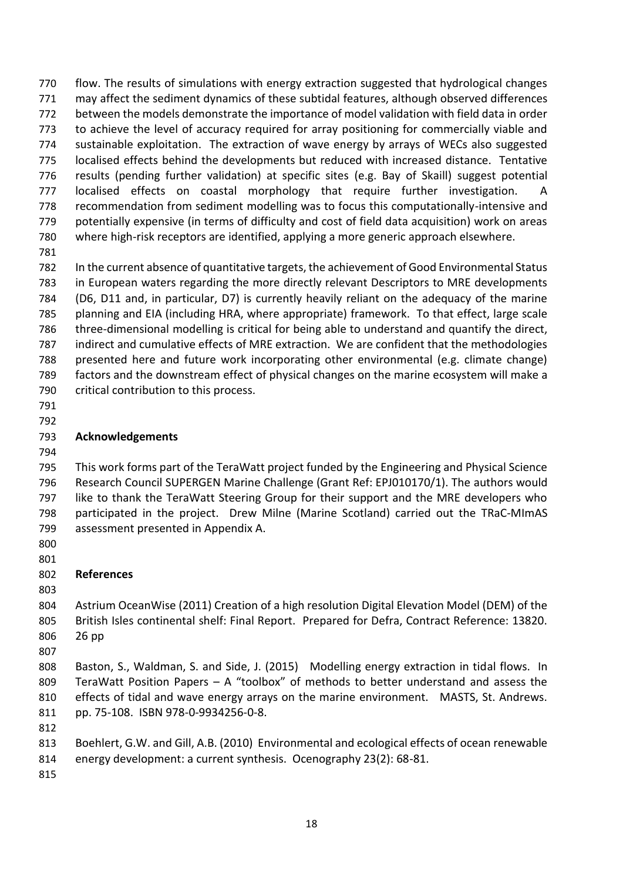flow. The results of simulations with energy extraction suggested that hydrological changes may affect the sediment dynamics of these subtidal features, although observed differences between the models demonstrate the importance of model validation with field data in order to achieve the level of accuracy required for array positioning for commercially viable and sustainable exploitation. The extraction of wave energy by arrays of WECs also suggested localised effects behind the developments but reduced with increased distance. Tentative results (pending further validation) at specific sites (e.g. Bay of Skaill) suggest potential localised effects on coastal morphology that require further investigation. A recommendation from sediment modelling was to focus this computationally-intensive and potentially expensive (in terms of difficulty and cost of field data acquisition) work on areas where high-risk receptors are identified, applying a more generic approach elsewhere.

In the current absence of quantitative targets, the achievement of Good Environmental Status in European waters regarding the more directly relevant Descriptors to MRE developments (D6, D11 and, in particular, D7) is currently heavily reliant on the adequacy of the marine planning and EIA (including HRA, where appropriate) framework. To that effect, large scale three-dimensional modelling is critical for being able to understand and quantify the direct, indirect and cumulative effects of MRE extraction. We are confident that the methodologies presented here and future work incorporating other environmental (e.g. climate change) factors and the downstream effect of physical changes on the marine ecosystem will make a critical contribution to this process.

## Acknowledgements

This work forms part of the TeraWatt project funded by the Engineering and Physical Science Research Council SUPERGEN Marine Challenge (Grant Ref: EPJ010170/1). The authors would like to thank the TeraWatt Steering Group for their support and the MRE developers who participated in the project. Drew Milne (Marine Scotland) carried out the TRaC-MImAS assessment presented in Appendix A.

## References

Astrium OceanWise (2011) Creation of a high resolution Digital Elevation Model (DEM) of the British Isles continental shelf: Final Report. Prepared for Defra, Contract Reference: 13820. 26 pp

Baston, S., Waldman, S. and Side, J. (2015) Modelling energy extraction in tidal flows. In TeraWatt Position Papers – A "toolbox" of methods to better understand and assess the effects of tidal and wave energy arrays on the marine environment. MASTS, St. Andrews. pp. 75-108. ISBN 978-0-9934256-0-8.

Boehlert, G.W. and Gill, A.B. (2010) Environmental and ecological effects of ocean renewable energy development: a current synthesis. Ocenography 23(2): 68-81.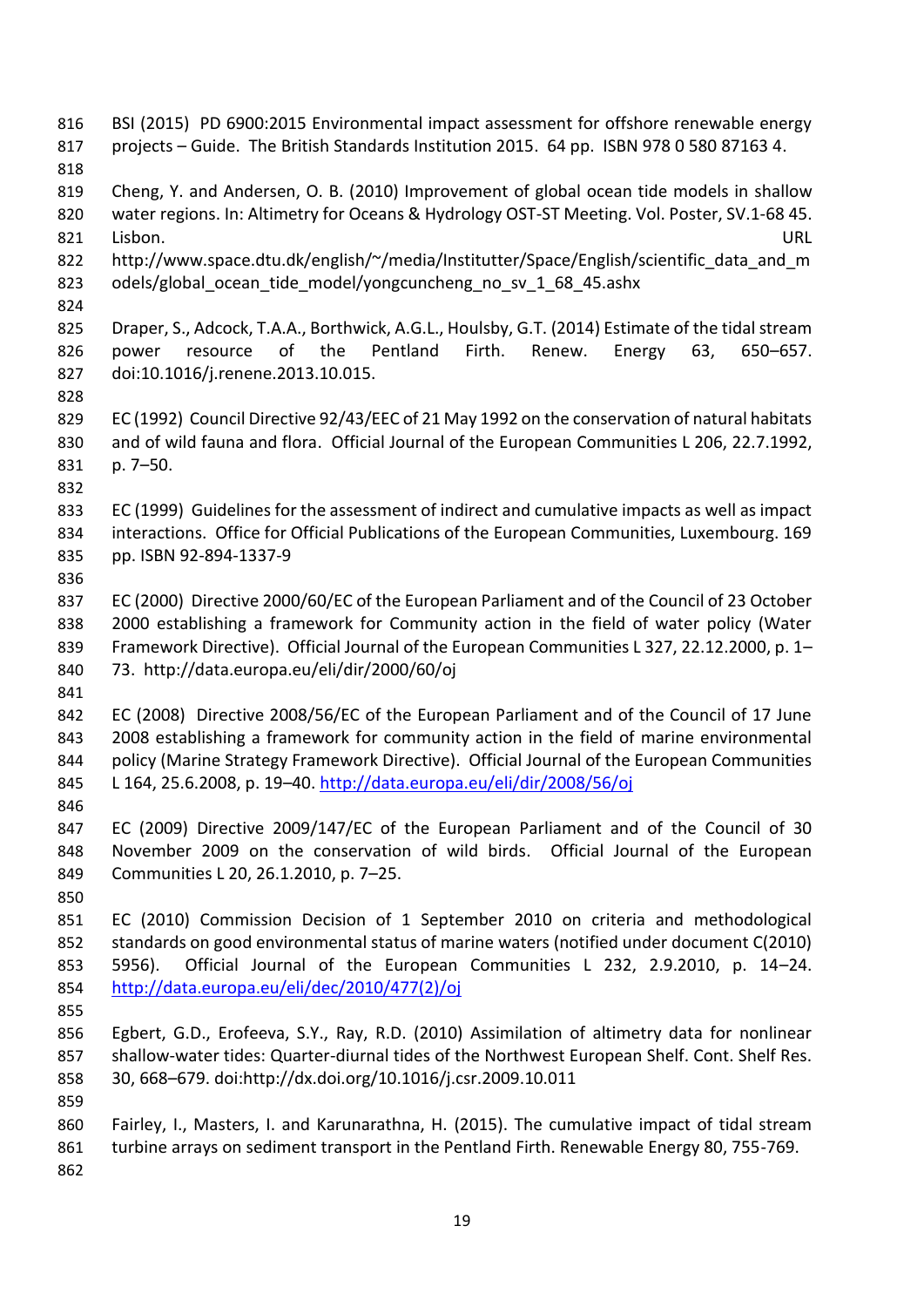BSI (2015) PD 6900:2015 Environmental impact assessment for offshore renewable energy projects – Guide. The British Standards Institution 2015. 64 pp. ISBN 978 0 580 87163 4.

Cheng, Y. and Andersen, O. B. (2010) Improvement of global ocean tide models in shallow water regions. In: Altimetry for Oceans & Hydrology OST-ST Meeting. Vol. Poster, SV.1-68 45. Lisbon. URL http://www.space.dtu.dk/english/~/media/Institutter/Space/English/scientific_data_and_models/global_ocean_tide_model/yongcuncheng_no_sv_1_68_45.ashx

Draper, S., Adcock, T.A.A., Borthwick, A.G.L., Houlsby, G.T. (2014) Estimate of the tidal stream power resource of the Pentland Firth. Renew. Energy 63, 650–657. doi:10.1016/j.renene.2013.10.015.

EC (1992) Council Directive 92/43/EEC of 21 May 1992 on the conservation of natural habitats and of wild fauna and flora. Official Journal of the European Communities L 206, 22.7.1992, p. 7–50.

EC (1999) Guidelines for the assessment of indirect and cumulative impacts as well as impact interactions. Office for Official Publications of the European Communities, Luxembourg. 169 pp. ISBN 92-894-1337-9

EC (2000) Directive 2000/60/EC of the European Parliament and of the Council of 23 October 2000 establishing a framework for Community action in the field of water policy (Water Framework Directive). Official Journal of the European Communities L 327, 22.12.2000, p. 1–73. http://data.europa.eu/eli/dir/2000/60/oj

EC (2008) Directive 2008/56/EC of the European Parliament and of the Council of 17 June 2008 establishing a framework for community action in the field of marine environmental policy (Marine Strategy Framework Directive). Official Journal of the European Communities L 164, 25.6.2008, p. 19–40. http://data.europa.eu/eli/dir/2008/56/oj

EC (2009) Directive 2009/147/EC of the European Parliament and of the Council of 30 November 2009 on the conservation of wild birds. Official Journal of the European Communities L 20, 26.1.2010, p. 7–25.

EC (2010) Commission Decision of 1 September 2010 on criteria and methodological standards on good environmental status of marine waters (notified under document C(2010) 5956). Official Journal of the European Communities L 232, 2.9.2010, p. 14–24. http://data.europa.eu/eli/dec/2010/477(2)/oj

Egbert, G.D., Erofeeva, S.Y., Ray, R.D. (2010) Assimilation of altimetry data for nonlinear shallow-water tides: Quarter-diurnal tides of the Northwest European Shelf. Cont. Shelf Res. 30, 668–679. doi:http://dx.doi.org/10.1016/j.csr.2009.10.011

Fairley, I., Masters, I. and Karunarathna, H. (2015). The cumulative impact of tidal stream turbine arrays on sediment transport in the Pentland Firth. Renewable Energy 80, 755-769.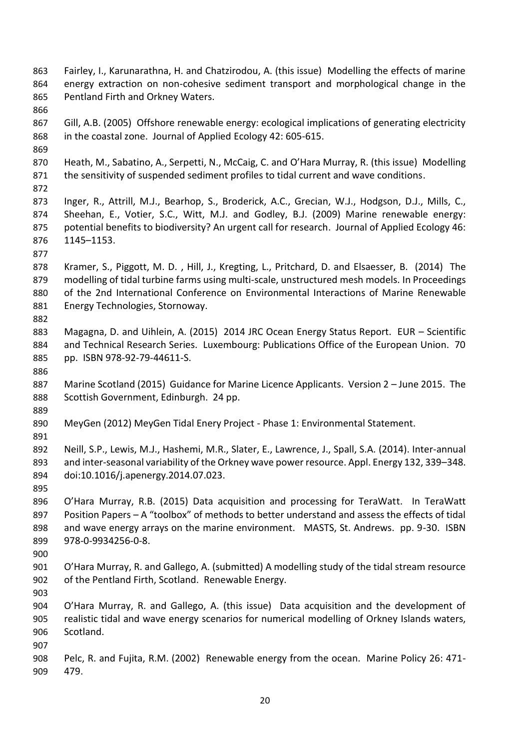Fairley, I., Karunarathna, H. and Chatzirodou, A. (this issue) Modelling the effects of marine energy extraction on non-cohesive sediment transport and morphological change in the Pentland Firth and Orkney Waters.

Gill, A.B. (2005) Offshore renewable energy: ecological implications of generating electricity in the coastal zone. Journal of Applied Ecology 42: 605-615.

Heath, M., Sabatino, A., Serpetti, N., McCaig, C. and O'Hara Murray, R. (this issue) Modelling the sensitivity of suspended sediment profiles to tidal current and wave conditions.

Inger, R., Attrill, M.J., Bearhop, S., Broderick, A.C., Grecian, W.J., Hodgson, D.J., Mills, C., Sheehan, E., Votier, S.C., Witt, M.J. and Godley, B.J. (2009) Marine renewable energy: potential benefits to biodiversity? An urgent call for research. Journal of Applied Ecology 46: 1145–1153.

Kramer, S., Piggott, M. D. , Hill, J., Kregting, L., Pritchard, D. and Elsaesser, B. (2014) The modelling of tidal turbine farms using multi-scale, unstructured mesh models. In Proceedings of the 2nd International Conference on Environmental Interactions of Marine Renewable Energy Technologies, Stornoway.

Magagna, D. and Uihlein, A. (2015) 2014 JRC Ocean Energy Status Report. EUR – Scientific and Technical Research Series. Luxembourg: Publications Office of the European Union. 70 pp. ISBN 978-92-79-44611-S.

Marine Scotland (2015) Guidance for Marine Licence Applicants. Version 2 – June 2015. The Scottish Government, Edinburgh. 24 pp.

MeyGen (2012) MeyGen Tidal Enery Project - Phase 1: Environmental Statement.

Neill, S.P., Lewis, M.J., Hashemi, M.R., Slater, E., Lawrence, J., Spall, S.A. (2014). Inter-annual and inter-seasonal variability of the Orkney wave power resource. Appl. Energy 132, 339–348. doi:10.1016/j.apenergy.2014.07.023.

O'Hara Murray, R.B. (2015) Data acquisition and processing for TeraWatt. In TeraWatt Position Papers – A "toolbox" of methods to better understand and assess the effects of tidal and wave energy arrays on the marine environment. MASTS, St. Andrews. pp. 9-30. ISBN 978-0-9934256-0-8.

O'Hara Murray, R. and Gallego, A. (submitted) A modelling study of the tidal stream resource of the Pentland Firth, Scotland. Renewable Energy.

O'Hara Murray, R. and Gallego, A. (this issue) Data acquisition and the development of realistic tidal and wave energy scenarios for numerical modelling of Orkney Islands waters, Scotland.

Pelc, R. and Fujita, R.M. (2002) Renewable energy from the ocean. Marine Policy 26: 471-479.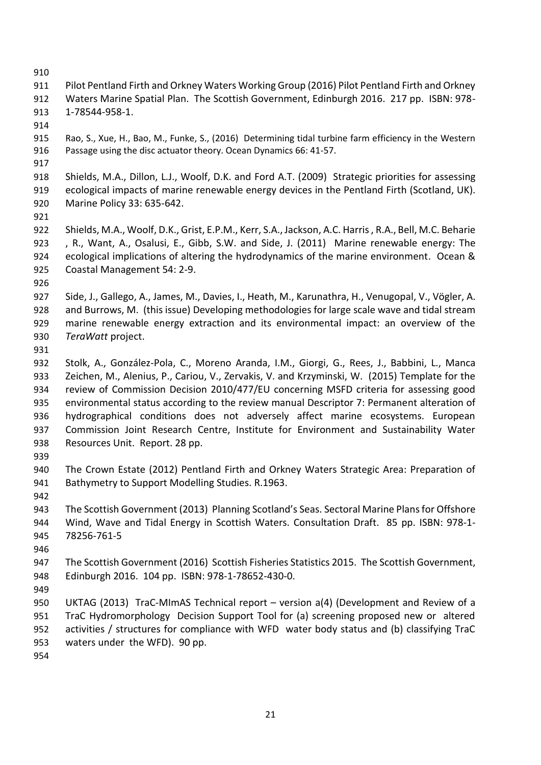Pilot Pentland Firth and Orkney Waters Working Group (2016) Pilot Pentland Firth and Orkney Waters Marine Spatial Plan. The Scottish Government, Edinburgh 2016. 217 pp. ISBN: 978-1-78544-958-1.

Rao, S., Xue, H., Bao, M., Funke, S., (2016) Determining tidal turbine farm efficiency in the Western Passage using the disc actuator theory. Ocean Dynamics 66: 41-57.

Shields, M.A., Dillon, L.J., Woolf, D.K. and Ford A.T. (2009) Strategic priorities for assessing ecological impacts of marine renewable energy devices in the Pentland Firth (Scotland, UK). Marine Policy 33: 635-642.

Shields, M.A., Woolf, D.K., Grist, E.P.M., Kerr, S.A., Jackson, A.C. Harris , R.A., Bell, M.C. Beharie , R., Want, A., Osalusi, E., Gibb, S.W. and Side, J. (2011) Marine renewable energy: The ecological implications of altering the hydrodynamics of the marine environment. Ocean & Coastal Management 54: 2-9.

Side, J., Gallego, A., James, M., Davies, I., Heath, M., Karunathra, H., Venugopal, V., Vögler, A. and Burrows, M. (this issue) Developing methodologies for large scale wave and tidal stream marine renewable energy extraction and its environmental impact: an overview of the *TeraWatt* project.

Stolk, A., González-Pola, C., Moreno Aranda, I.M., Giorgi, G., Rees, J., Babbini, L., Manca Zeichen, M., Alenius, P., Cariou, V., Zervakis, V. and Krzyminski, W. (2015) Template for the review of Commission Decision 2010/477/EU concerning MSFD criteria for assessing good environmental status according to the review manual Descriptor 7: Permanent alteration of hydrographical conditions does not adversely affect marine ecosystems. European Commission Joint Research Centre, Institute for Environment and Sustainability Water Resources Unit. Report. 28 pp.

The Crown Estate (2012) Pentland Firth and Orkney Waters Strategic Area: Preparation of Bathymetry to Support Modelling Studies. R.1963.

The Scottish Government (2013) Planning Scotland's Seas. Sectoral Marine Plans for Offshore Wind, Wave and Tidal Energy in Scottish Waters. Consultation Draft. 85 pp. ISBN: 978-1-78256-761-5

The Scottish Government (2016) Scottish Fisheries Statistics 2015. The Scottish Government, Edinburgh 2016. 104 pp. ISBN: 978-1-78652-430-0.

UKTAG (2013) TraC-MImAS Technical report – version a(4) (Development and Review of a TraC Hydromorphology Decision Support Tool for (a) screening proposed new or altered activities / structures for compliance with WFD water body status and (b) classifying TraC waters under the WFD). 90 pp.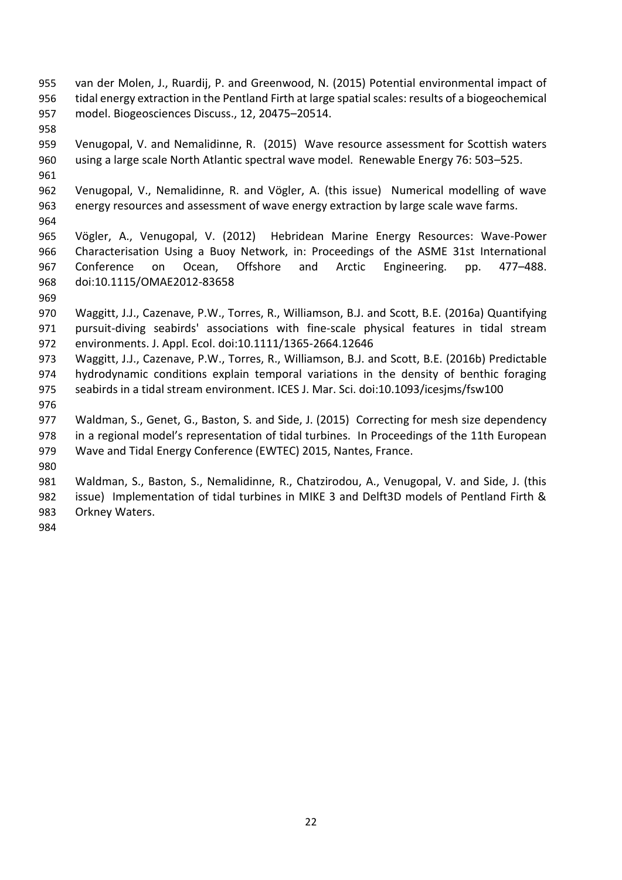van der Molen, J., Ruardij, P. and Greenwood, N. (2015) Potential environmental impact of tidal energy extraction in the Pentland Firth at large spatial scales: results of a biogeochemical model. Biogeosciences Discuss., 12, 20475–20514.

Venugopal, V. and Nemalidinne, R. (2015) Wave resource assessment for Scottish waters using a large scale North Atlantic spectral wave model. Renewable Energy 76: 503–525.

Venugopal, V., Nemalidinne, R. and Vögler, A. (this issue) Numerical modelling of wave energy resources and assessment of wave energy extraction by large scale wave farms.

Vögler, A., Venugopal, V. (2012) Hebridean Marine Energy Resources: Wave-Power Characterisation Using a Buoy Network, in: Proceedings of the ASME 31st International Conference on Ocean, Offshore and Arctic Engineering. pp. 477–488. doi:10.1115/OMAE2012-83658

Waggitt, J.J., Cazenave, P.W., Torres, R., Williamson, B.J. and Scott, B.E. (2016a) Quantifying pursuit-diving seabirds' associations with fine-scale physical features in tidal stream environments. J. Appl. Ecol. doi:10.1111/1365-2664.12646

Waggitt, J.J., Cazenave, P.W., Torres, R., Williamson, B.J. and Scott, B.E. (2016b) Predictable hydrodynamic conditions explain temporal variations in the density of benthic foraging seabirds in a tidal stream environment. ICES J. Mar. Sci. doi:10.1093/icesjms/fsw100

Waldman, S., Genet, G., Baston, S. and Side, J. (2015) Correcting for mesh size dependency in a regional model's representation of tidal turbines. In Proceedings of the 11th European Wave and Tidal Energy Conference (EWTEC) 2015, Nantes, France.

Waldman, S., Baston, S., Nemalidinne, R., Chatzirodou, A., Venugopal, V. and Side, J. (this issue) Implementation of tidal turbines in MIKE 3 and Delft3D models of Pentland Firth & Orkney Waters.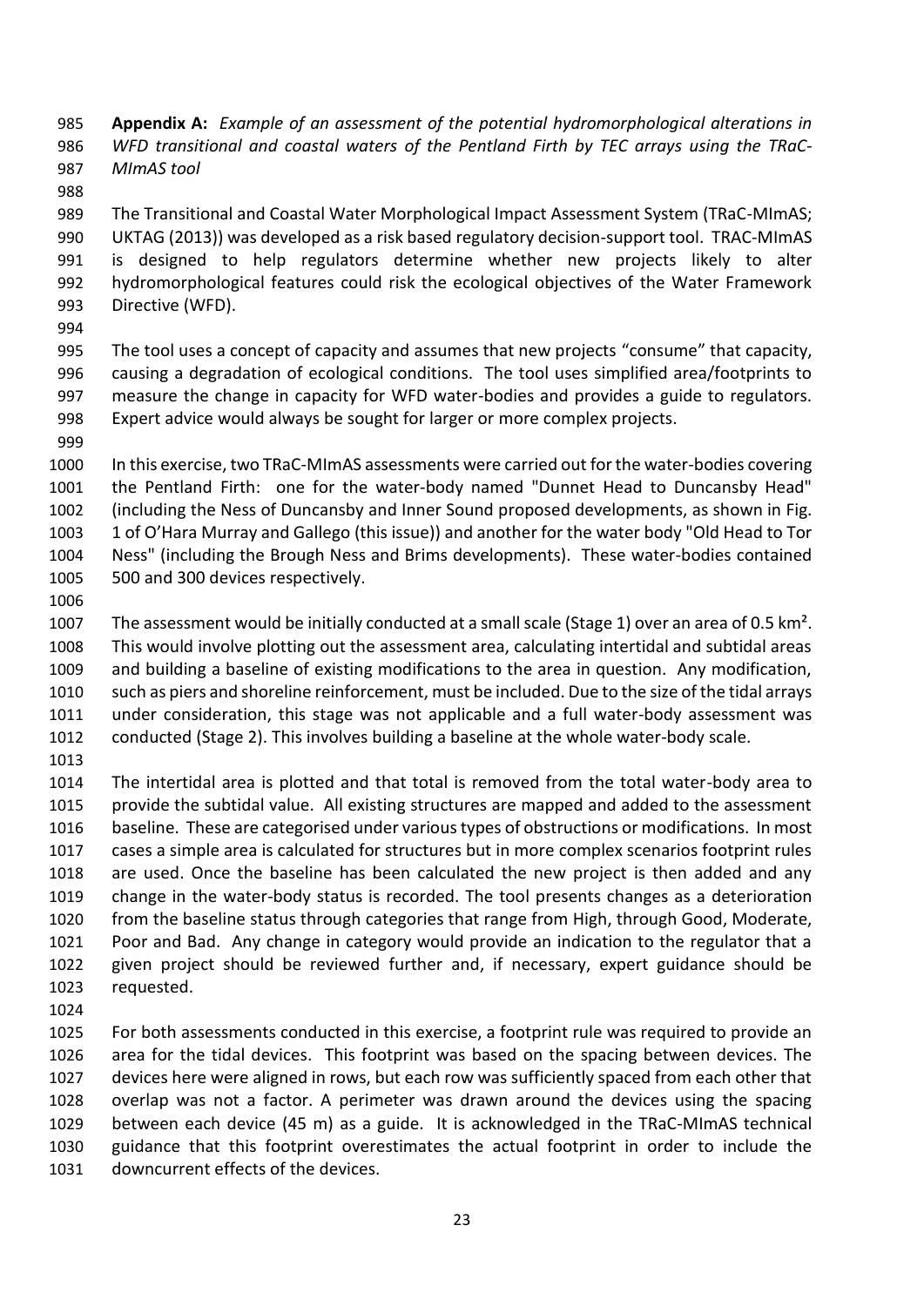**Appendix A:** *Example of an assessment of the potential hydromorphological alterations in WFD transitional and coastal waters of the Pentland Firth by TEC arrays using the TRaC-MImAS tool*

The Transitional and Coastal Water Morphological Impact Assessment System (TRaC-MImAS; UKTAG (2013)) was developed as a risk based regulatory decision-support tool. TRAC-MImAS is designed to help regulators determine whether new projects likely to alter hydromorphological features could risk the ecological objectives of the Water Framework Directive (WFD).

The tool uses a concept of capacity and assumes that new projects "consume" that capacity, causing a degradation of ecological conditions. The tool uses simplified area/footprints to measure the change in capacity for WFD water-bodies and provides a guide to regulators. Expert advice would always be sought for larger or more complex projects.

In this exercise, two TRaC-MImAS assessments were carried out for the water-bodies covering the Pentland Firth: one for the water-body named "Dunnet Head to Duncansby Head" (including the Ness of Duncansby and Inner Sound proposed developments, as shown in Fig. 1 of O'Hara Murray and Gallego (this issue)) and another for the water body "Old Head to Tor Ness" (including the Brough Ness and Brims developments). These water-bodies contained 500 and 300 devices respectively.

The assessment would be initially conducted at a small scale (Stage 1) over an area of 0.5 km². This would involve plotting out the assessment area, calculating intertidal and subtidal areas and building a baseline of existing modifications to the area in question. Any modification, such as piers and shoreline reinforcement, must be included. Due to the size of the tidal arrays under consideration, this stage was not applicable and a full water-body assessment was conducted (Stage 2). This involves building a baseline at the whole water-body scale.

The intertidal area is plotted and that total is removed from the total water-body area to provide the subtidal value. All existing structures are mapped and added to the assessment baseline. These are categorised under various types of obstructions or modifications. In most cases a simple area is calculated for structures but in more complex scenarios footprint rules are used. Once the baseline has been calculated the new project is then added and any change in the water-body status is recorded. The tool presents changes as a deterioration from the baseline status through categories that range from High, through Good, Moderate, Poor and Bad. Any change in category would provide an indication to the regulator that a given project should be reviewed further and, if necessary, expert guidance should be requested.

For both assessments conducted in this exercise, a footprint rule was required to provide an area for the tidal devices. This footprint was based on the spacing between devices. The devices here were aligned in rows, but each row was sufficiently spaced from each other that overlap was not a factor. A perimeter was drawn around the devices using the spacing between each device (45 m) as a guide. It is acknowledged in the TRaC-MImAS technical guidance that this footprint overestimates the actual footprint in order to include the downcurrent effects of the devices.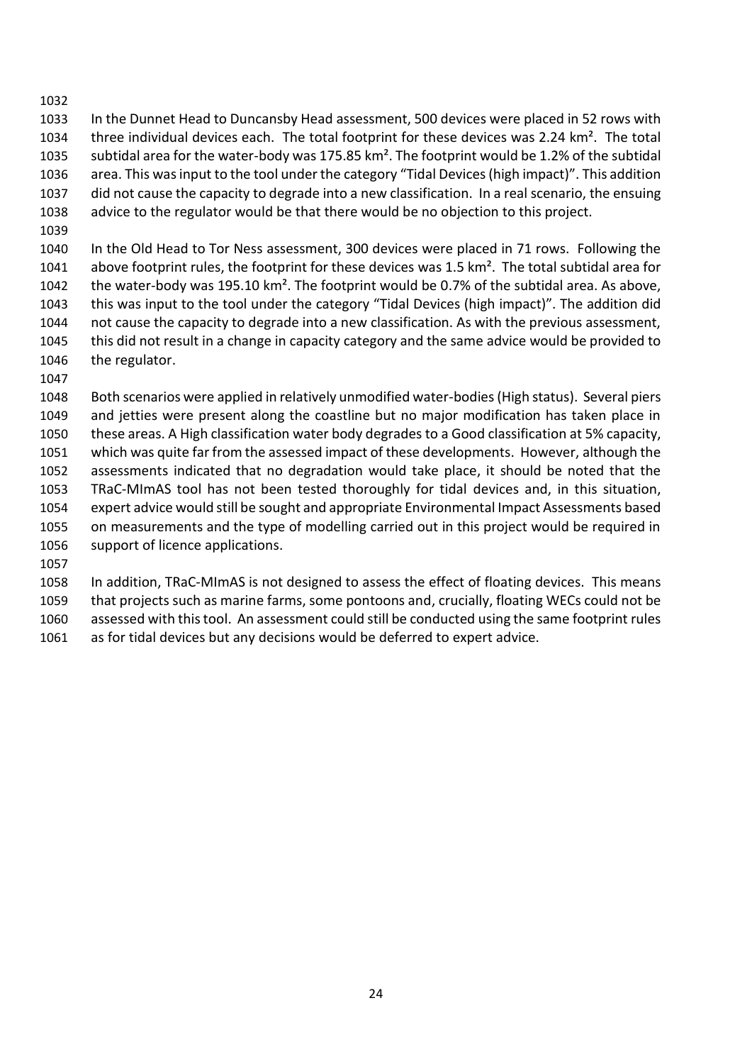In the Dunnet Head to Duncansby Head assessment, 500 devices were placed in 52 rows with three individual devices each. The total footprint for these devices was 2.24 km². The total subtidal area for the water-body was 175.85 km². The footprint would be 1.2% of the subtidal area. This was input to the tool under the category "Tidal Devices (high impact)". This addition did not cause the capacity to degrade into a new classification. In a real scenario, the ensuing advice to the regulator would be that there would be no objection to this project.

In the Old Head to Tor Ness assessment, 300 devices were placed in 71 rows. Following the above footprint rules, the footprint for these devices was 1.5 km². The total subtidal area for the water-body was 195.10 km². The footprint would be 0.7% of the subtidal area. As above, this was input to the tool under the category "Tidal Devices (high impact)". The addition did not cause the capacity to degrade into a new classification. As with the previous assessment, this did not result in a change in capacity category and the same advice would be provided to the regulator.

Both scenarios were applied in relatively unmodified water-bodies (High status). Several piers and jetties were present along the coastline but no major modification has taken place in these areas. A High classification water body degrades to a Good classification at 5% capacity, which was quite far from the assessed impact of these developments. However, although the assessments indicated that no degradation would take place, it should be noted that the TRaC-MImAS tool has not been tested thoroughly for tidal devices and, in this situation, expert advice would still be sought and appropriate Environmental Impact Assessments based on measurements and the type of modelling carried out in this project would be required in support of licence applications.

In addition, TRaC-MImAS is not designed to assess the effect of floating devices. This means that projects such as marine farms, some pontoons and, crucially, floating WECs could not be assessed with this tool. An assessment could still be conducted using the same footprint rules as for tidal devices but any decisions would be deferred to expert advice.